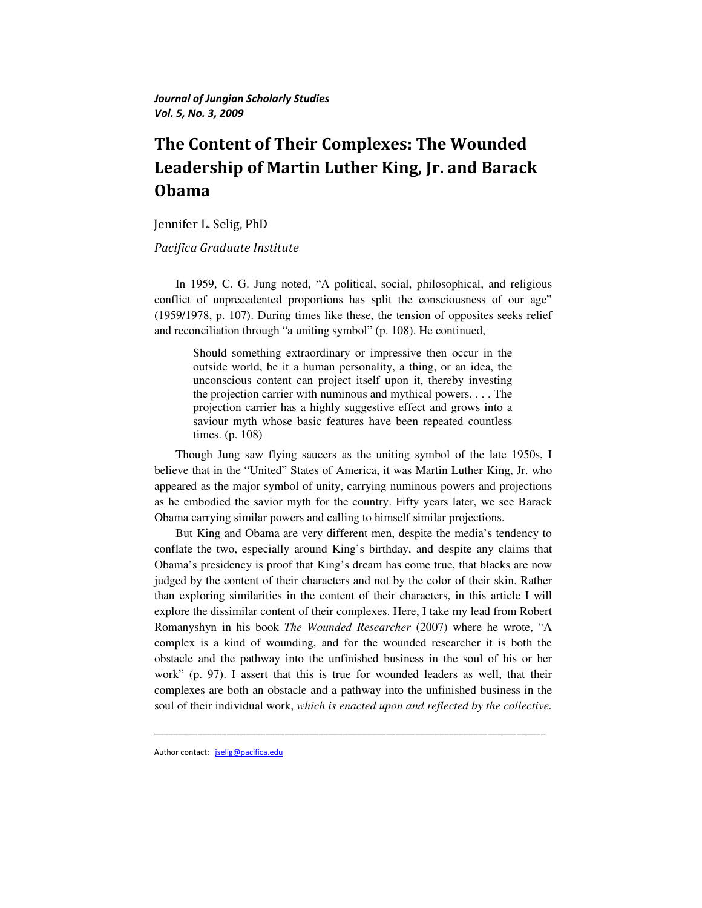*Journal of Jungian Scholarly Studies*
*Vol. 5, No. 3, 2009*

# The Content of Their Complexes: The Wounded Leadership of Martin Luther King, Jr. and Barack Obama

Jennifer L. Selig, PhD

*Pacifica Graduate Institute*

In 1959, C. G. Jung noted, "A political, social, philosophical, and religious conflict of unprecedented proportions has split the consciousness of our age" (1959/1978, p. 107). During times like these, the tension of opposites seeks relief and reconciliation through "a uniting symbol" (p. 108). He continued,

> Should something extraordinary or impressive then occur in the outside world, be it a human personality, a thing, or an idea, the unconscious content can project itself upon it, thereby investing the projection carrier with numinous and mythical powers. . . . The projection carrier has a highly suggestive effect and grows into a saviour myth whose basic features have been repeated countless times. (p. 108)

Though Jung saw flying saucers as the uniting symbol of the late 1950s, I believe that in the "United" States of America, it was Martin Luther King, Jr. who appeared as the major symbol of unity, carrying numinous powers and projections as he embodied the savior myth for the country. Fifty years later, we see Barack Obama carrying similar powers and calling to himself similar projections.

But King and Obama are very different men, despite the media's tendency to conflate the two, especially around King's birthday, and despite any claims that Obama's presidency is proof that King's dream has come true, that blacks are now judged by the content of their characters and not by the color of their skin. Rather than exploring similarities in the content of their characters, in this article I will explore the dissimilar content of their complexes. Here, I take my lead from Robert Romanyshyn in his book *The Wounded Researcher* (2007) where he wrote, "A complex is a kind of wounding, and for the wounded researcher it is both the obstacle and the pathway into the unfinished business in the soul of his or her work" (p. 97). I assert that this is true for wounded leaders as well, that their complexes are both an obstacle and a pathway into the unfinished business in the soul of their individual work, *which is enacted upon and reflected by the collective.*

---

Author contact: jselig@pacifica.edu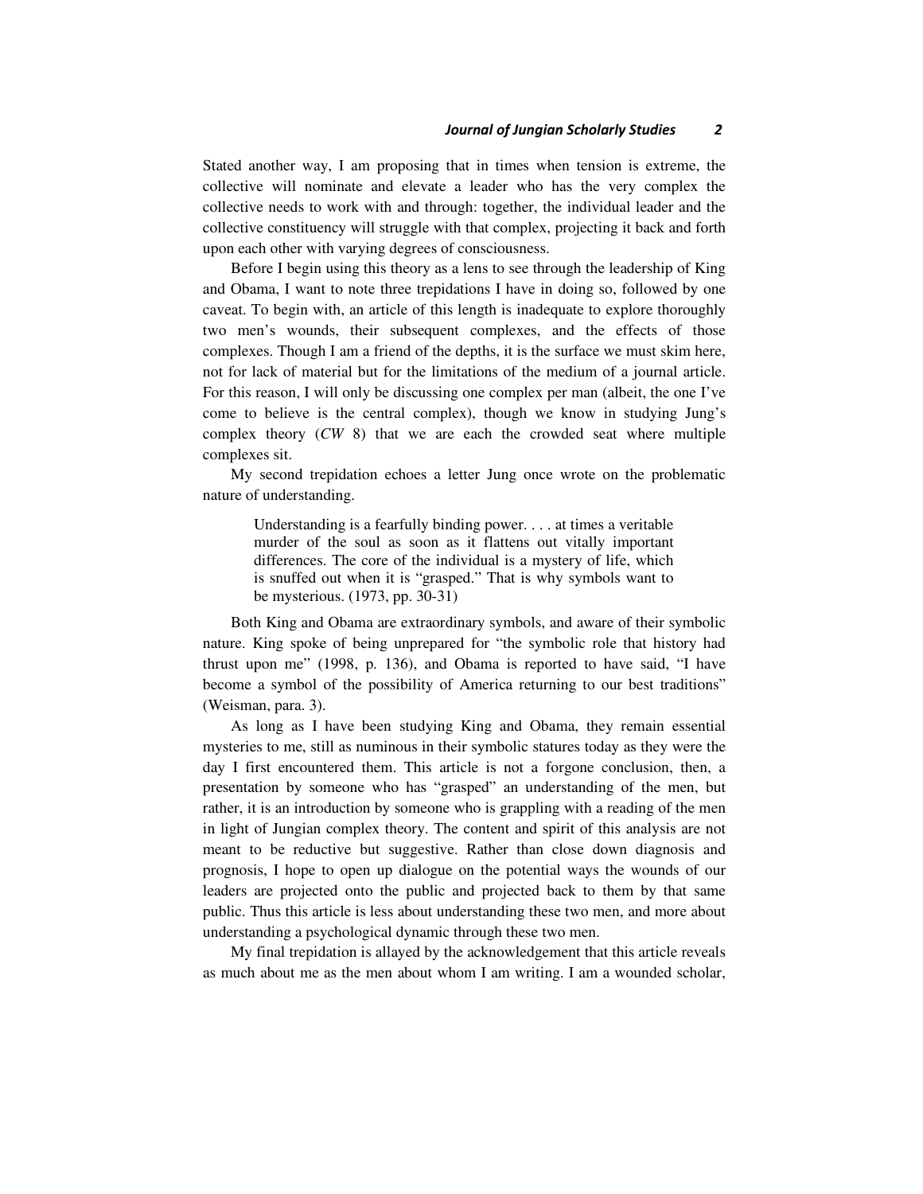Stated another way, I am proposing that in times when tension is extreme, the collective will nominate and elevate a leader who has the very complex the collective needs to work with and through: together, the individual leader and the collective constituency will struggle with that complex, projecting it back and forth upon each other with varying degrees of consciousness.

Before I begin using this theory as a lens to see through the leadership of King and Obama, I want to note three trepidations I have in doing so, followed by one caveat. To begin with, an article of this length is inadequate to explore thoroughly two men's wounds, their subsequent complexes, and the effects of those complexes. Though I am a friend of the depths, it is the surface we must skim here, not for lack of material but for the limitations of the medium of a journal article. For this reason, I will only be discussing one complex per man (albeit, the one I've come to believe is the central complex), though we know in studying Jung's complex theory (*CW* 8) that we are each the crowded seat where multiple complexes sit.

My second trepidation echoes a letter Jung once wrote on the problematic nature of understanding.

> Understanding is a fearfully binding power. . . . at times a veritable murder of the soul as soon as it flattens out vitally important differences. The core of the individual is a mystery of life, which is snuffed out when it is "grasped." That is why symbols want to be mysterious. (1973, pp. 30-31)

Both King and Obama are extraordinary symbols, and aware of their symbolic nature. King spoke of being unprepared for "the symbolic role that history had thrust upon me" (1998, p. 136), and Obama is reported to have said, "I have become a symbol of the possibility of America returning to our best traditions" (Weisman, para. 3).

As long as I have been studying King and Obama, they remain essential mysteries to me, still as numinous in their symbolic statures today as they were the day I first encountered them. This article is not a forgone conclusion, then, a presentation by someone who has "grasped" an understanding of the men, but rather, it is an introduction by someone who is grappling with a reading of the men in light of Jungian complex theory. The content and spirit of this analysis are not meant to be reductive but suggestive. Rather than close down diagnosis and prognosis, I hope to open up dialogue on the potential ways the wounds of our leaders are projected onto the public and projected back to them by that same public. Thus this article is less about understanding these two men, and more about understanding a psychological dynamic through these two men.

My final trepidation is allayed by the acknowledgement that this article reveals as much about me as the men about whom I am writing. I am a wounded scholar,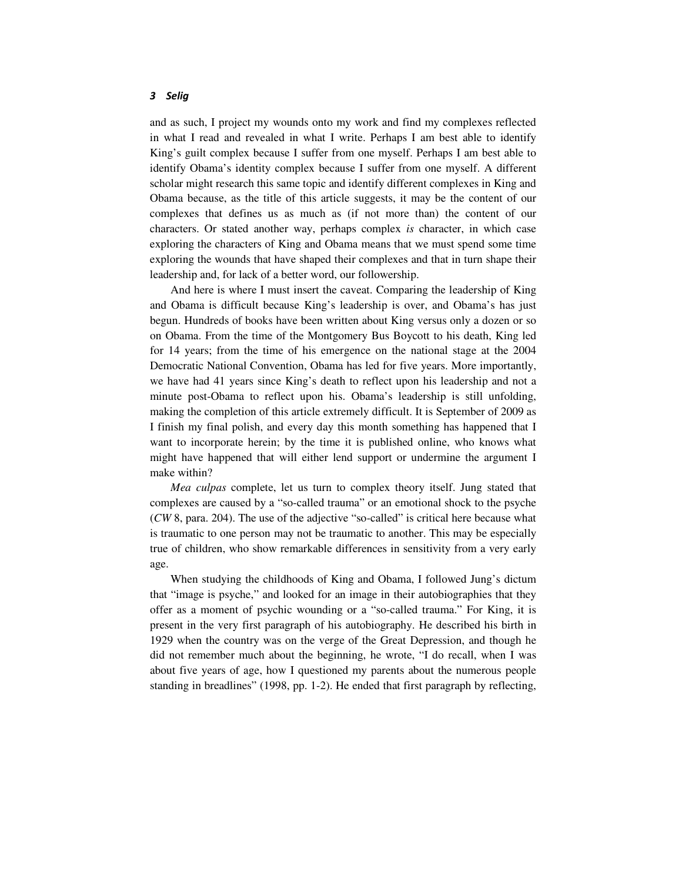and as such, I project my wounds onto my work and find my complexes reflected in what I read and revealed in what I write. Perhaps I am best able to identify King's guilt complex because I suffer from one myself. Perhaps I am best able to identify Obama's identity complex because I suffer from one myself. A different scholar might research this same topic and identify different complexes in King and Obama because, as the title of this article suggests, it may be the content of our complexes that defines us as much as (if not more than) the content of our characters. Or stated another way, perhaps complex *is* character, in which case exploring the characters of King and Obama means that we must spend some time exploring the wounds that have shaped their complexes and that in turn shape their leadership and, for lack of a better word, our followership.

And here is where I must insert the caveat. Comparing the leadership of King and Obama is difficult because King's leadership is over, and Obama's has just begun. Hundreds of books have been written about King versus only a dozen or so on Obama. From the time of the Montgomery Bus Boycott to his death, King led for 14 years; from the time of his emergence on the national stage at the 2004 Democratic National Convention, Obama has led for five years. More importantly, we have had 41 years since King's death to reflect upon his leadership and not a minute post-Obama to reflect upon his. Obama's leadership is still unfolding, making the completion of this article extremely difficult. It is September of 2009 as I finish my final polish, and every day this month something has happened that I want to incorporate herein; by the time it is published online, who knows what might have happened that will either lend support or undermine the argument I make within?

*Mea culpas* complete, let us turn to complex theory itself. Jung stated that complexes are caused by a "so-called trauma" or an emotional shock to the psyche (*CW* 8, para. 204). The use of the adjective "so-called" is critical here because what is traumatic to one person may not be traumatic to another. This may be especially true of children, who show remarkable differences in sensitivity from a very early age.

When studying the childhoods of King and Obama, I followed Jung's dictum that "image is psyche," and looked for an image in their autobiographies that they offer as a moment of psychic wounding or a "so-called trauma." For King, it is present in the very first paragraph of his autobiography. He described his birth in 1929 when the country was on the verge of the Great Depression, and though he did not remember much about the beginning, he wrote, "I do recall, when I was about five years of age, how I questioned my parents about the numerous people standing in breadlines" (1998, pp. 1-2). He ended that first paragraph by reflecting,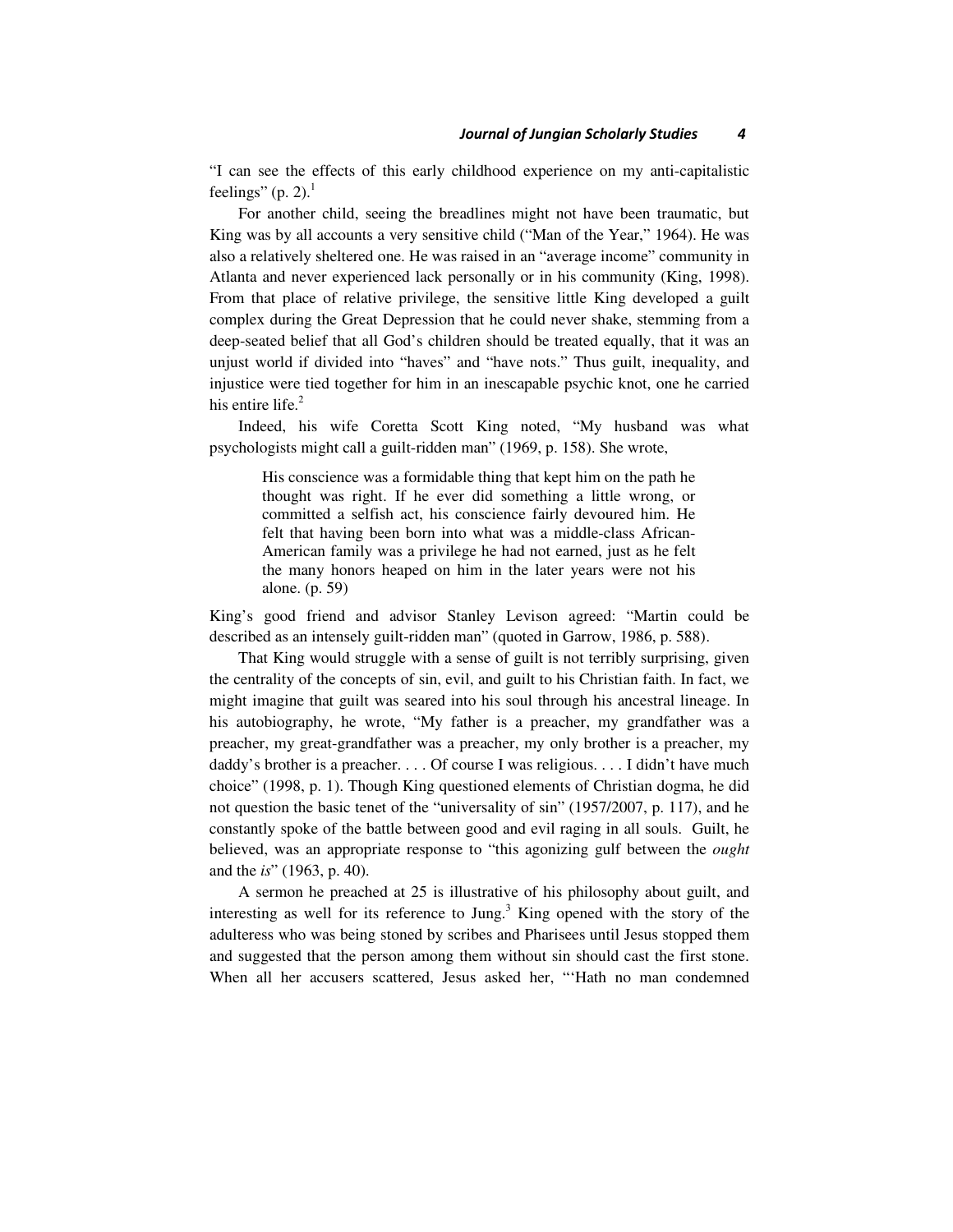"I can see the effects of this early childhood experience on my anti-capitalistic feelings" (p. 2).[1]

For another child, seeing the breadlines might not have been traumatic, but King was by all accounts a very sensitive child ("Man of the Year," 1964). He was also a relatively sheltered one. He was raised in an "average income" community in Atlanta and never experienced lack personally or in his community (King, 1998). From that place of relative privilege, the sensitive little King developed a guilt complex during the Great Depression that he could never shake, stemming from a deep-seated belief that all God's children should be treated equally, that it was an unjust world if divided into "haves" and "have nots." Thus guilt, inequality, and injustice were tied together for him in an inescapable psychic knot, one he carried his entire life.[2]

Indeed, his wife Coretta Scott King noted, "My husband was what psychologists might call a guilt-ridden man" (1969, p. 158). She wrote,

> His conscience was a formidable thing that kept him on the path he thought was right. If he ever did something a little wrong, or committed a selfish act, his conscience fairly devoured him. He felt that having been born into what was a middle-class African-American family was a privilege he had not earned, just as he felt the many honors heaped on him in the later years were not his alone. (p. 59)

King's good friend and advisor Stanley Levison agreed: "Martin could be described as an intensely guilt-ridden man" (quoted in Garrow, 1986, p. 588).

That King would struggle with a sense of guilt is not terribly surprising, given the centrality of the concepts of sin, evil, and guilt to his Christian faith. In fact, we might imagine that guilt was seared into his soul through his ancestral lineage. In his autobiography, he wrote, "My father is a preacher, my grandfather was a preacher, my great-grandfather was a preacher, my only brother is a preacher, my daddy's brother is a preacher. . . . Of course I was religious. . . . I didn't have much choice" (1998, p. 1). Though King questioned elements of Christian dogma, he did not question the basic tenet of the "universality of sin" (1957/2007, p. 117), and he constantly spoke of the battle between good and evil raging in all souls. Guilt, he believed, was an appropriate response to "this agonizing gulf between the *ought* and the *is*" (1963, p. 40).

A sermon he preached at 25 is illustrative of his philosophy about guilt, and interesting as well for its reference to Jung.[3] King opened with the story of the adulteress who was being stoned by scribes and Pharisees until Jesus stopped them and suggested that the person among them without sin should cast the first stone. When all her accusers scattered, Jesus asked her, "'Hath no man condemned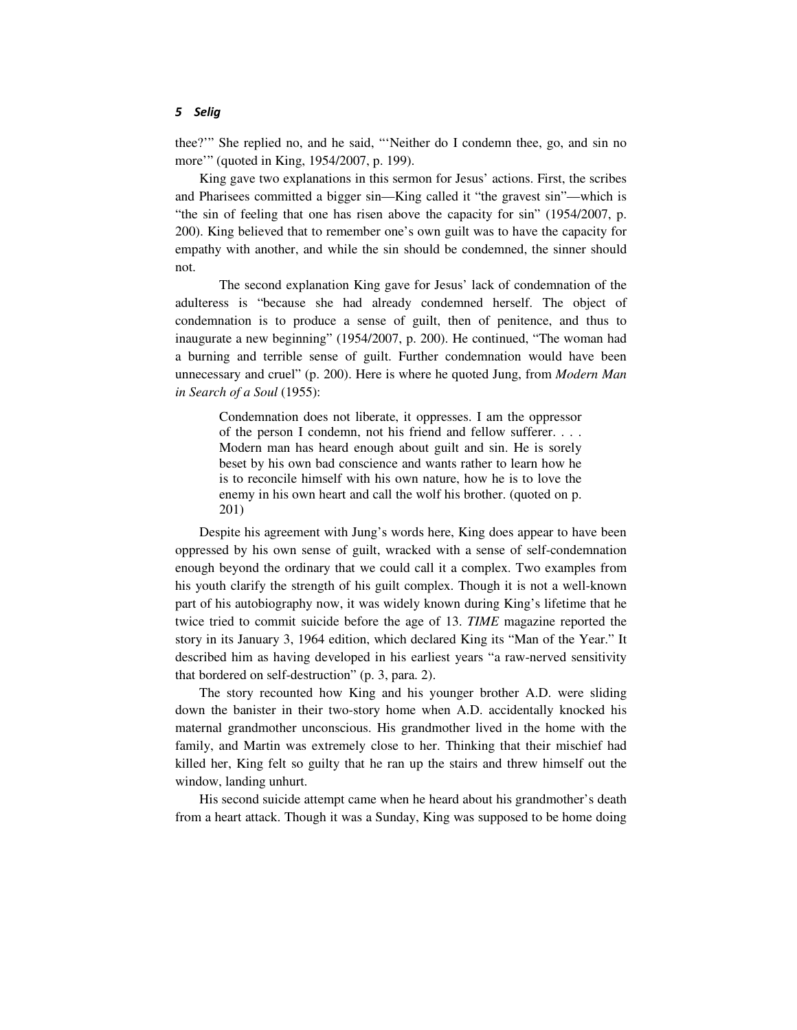thee?'" She replied no, and he said, "'Neither do I condemn thee, go, and sin no more'" (quoted in King, 1954/2007, p. 199).

King gave two explanations in this sermon for Jesus' actions. First, the scribes and Pharisees committed a bigger sin—King called it "the gravest sin"—which is "the sin of feeling that one has risen above the capacity for sin" (1954/2007, p. 200). King believed that to remember one's own guilt was to have the capacity for empathy with another, and while the sin should be condemned, the sinner should not.

The second explanation King gave for Jesus' lack of condemnation of the adulteress is "because she had already condemned herself. The object of condemnation is to produce a sense of guilt, then of penitence, and thus to inaugurate a new beginning" (1954/2007, p. 200). He continued, "The woman had a burning and terrible sense of guilt. Further condemnation would have been unnecessary and cruel" (p. 200). Here is where he quoted Jung, from *Modern Man in Search of a Soul* (1955):

> Condemnation does not liberate, it oppresses. I am the oppressor of the person I condemn, not his friend and fellow sufferer. . . . Modern man has heard enough about guilt and sin. He is sorely beset by his own bad conscience and wants rather to learn how he is to reconcile himself with his own nature, how he is to love the enemy in his own heart and call the wolf his brother. (quoted on p. 201)

Despite his agreement with Jung's words here, King does appear to have been oppressed by his own sense of guilt, wracked with a sense of self-condemnation enough beyond the ordinary that we could call it a complex. Two examples from his youth clarify the strength of his guilt complex. Though it is not a well-known part of his autobiography now, it was widely known during King's lifetime that he twice tried to commit suicide before the age of 13. *TIME* magazine reported the story in its January 3, 1964 edition, which declared King its "Man of the Year." It described him as having developed in his earliest years "a raw-nerved sensitivity that bordered on self-destruction" (p. 3, para. 2).

The story recounted how King and his younger brother A.D. were sliding down the banister in their two-story home when A.D. accidentally knocked his maternal grandmother unconscious. His grandmother lived in the home with the family, and Martin was extremely close to her. Thinking that their mischief had killed her, King felt so guilty that he ran up the stairs and threw himself out the window, landing unhurt.

His second suicide attempt came when he heard about his grandmother's death from a heart attack. Though it was a Sunday, King was supposed to be home doing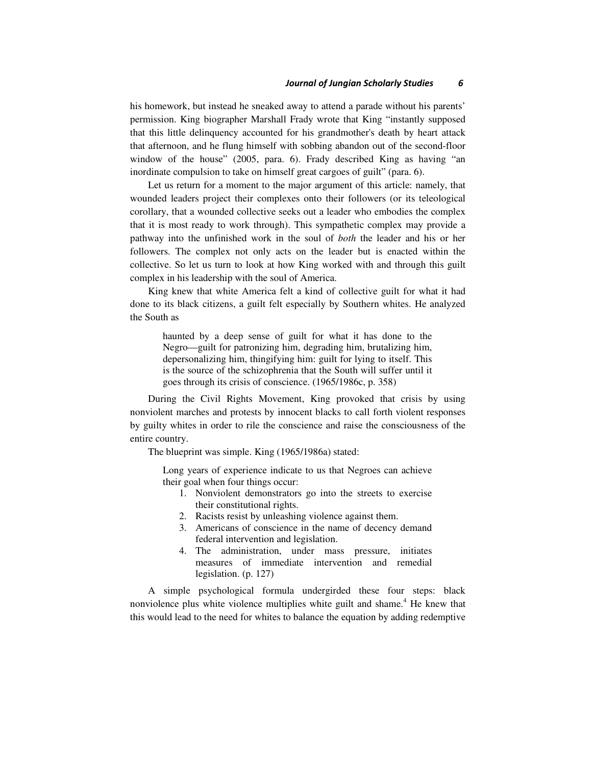his homework, but instead he sneaked away to attend a parade without his parents' permission. King biographer Marshall Frady wrote that King "instantly supposed that this little delinquency accounted for his grandmother's death by heart attack that afternoon, and he flung himself with sobbing abandon out of the second-floor window of the house" (2005, para. 6). Frady described King as having "an inordinate compulsion to take on himself great cargoes of guilt" (para. 6).

Let us return for a moment to the major argument of this article: namely, that wounded leaders project their complexes onto their followers (or its teleological corollary, that a wounded collective seeks out a leader who embodies the complex that it is most ready to work through). This sympathetic complex may provide a pathway into the unfinished work in the soul of *both* the leader and his or her followers. The complex not only acts on the leader but is enacted within the collective. So let us turn to look at how King worked with and through this guilt complex in his leadership with the soul of America.

King knew that white America felt a kind of collective guilt for what it had done to its black citizens, a guilt felt especially by Southern whites. He analyzed the South as

> haunted by a deep sense of guilt for what it has done to the Negro—guilt for patronizing him, degrading him, brutalizing him, depersonalizing him, thingifying him: guilt for lying to itself. This is the source of the schizophrenia that the South will suffer until it goes through its crisis of conscience. (1965/1986c, p. 358)

During the Civil Rights Movement, King provoked that crisis by using nonviolent marches and protests by innocent blacks to call forth violent responses by guilty whites in order to rile the conscience and raise the consciousness of the entire country.

The blueprint was simple. King (1965/1986a) stated:

> Long years of experience indicate to us that Negroes can achieve their goal when four things occur:
>
> 1. Nonviolent demonstrators go into the streets to exercise their constitutional rights.
> 2. Racists resist by unleashing violence against them.
> 3. Americans of conscience in the name of decency demand federal intervention and legislation.
> 4. The administration, under mass pressure, initiates measures of immediate intervention and remedial legislation. (p. 127)

A simple psychological formula undergirded these four steps: black nonviolence plus white violence multiplies white guilt and shame.[4] He knew that this would lead to the need for whites to balance the equation by adding redemptive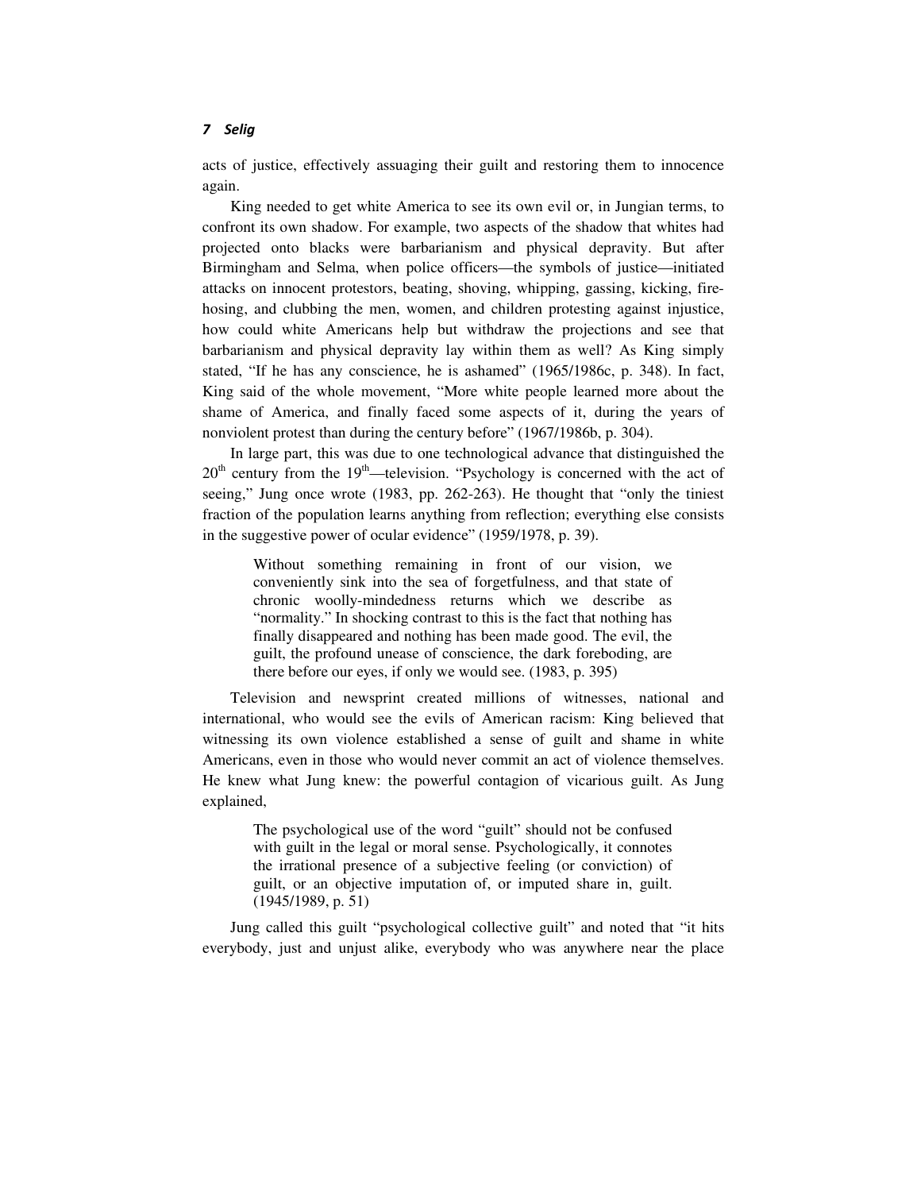acts of justice, effectively assuaging their guilt and restoring them to innocence again.

King needed to get white America to see its own evil or, in Jungian terms, to confront its own shadow. For example, two aspects of the shadow that whites had projected onto blacks were barbarianism and physical depravity. But after Birmingham and Selma, when police officers—the symbols of justice—initiated attacks on innocent protestors, beating, shoving, whipping, gassing, kicking, fire-hosing, and clubbing the men, women, and children protesting against injustice, how could white Americans help but withdraw the projections and see that barbarianism and physical depravity lay within them as well? As King simply stated, "If he has any conscience, he is ashamed" (1965/1986c, p. 348). In fact, King said of the whole movement, "More white people learned more about the shame of America, and finally faced some aspects of it, during the years of nonviolent protest than during the century before" (1967/1986b, p. 304).

In large part, this was due to one technological advance that distinguished the 20th century from the 19th—television. "Psychology is concerned with the act of seeing," Jung once wrote (1983, pp. 262-263). He thought that "only the tiniest fraction of the population learns anything from reflection; everything else consists in the suggestive power of ocular evidence" (1959/1978, p. 39).

> Without something remaining in front of our vision, we conveniently sink into the sea of forgetfulness, and that state of chronic woolly-mindedness returns which we describe as "normality." In shocking contrast to this is the fact that nothing has finally disappeared and nothing has been made good. The evil, the guilt, the profound unease of conscience, the dark foreboding, are there before our eyes, if only we would see. (1983, p. 395)

Television and newsprint created millions of witnesses, national and international, who would see the evils of American racism: King believed that witnessing its own violence established a sense of guilt and shame in white Americans, even in those who would never commit an act of violence themselves. He knew what Jung knew: the powerful contagion of vicarious guilt. As Jung explained,

> The psychological use of the word "guilt" should not be confused with guilt in the legal or moral sense. Psychologically, it connotes the irrational presence of a subjective feeling (or conviction) of guilt, or an objective imputation of, or imputed share in, guilt. (1945/1989, p. 51)

Jung called this guilt "psychological collective guilt" and noted that "it hits everybody, just and unjust alike, everybody who was anywhere near the place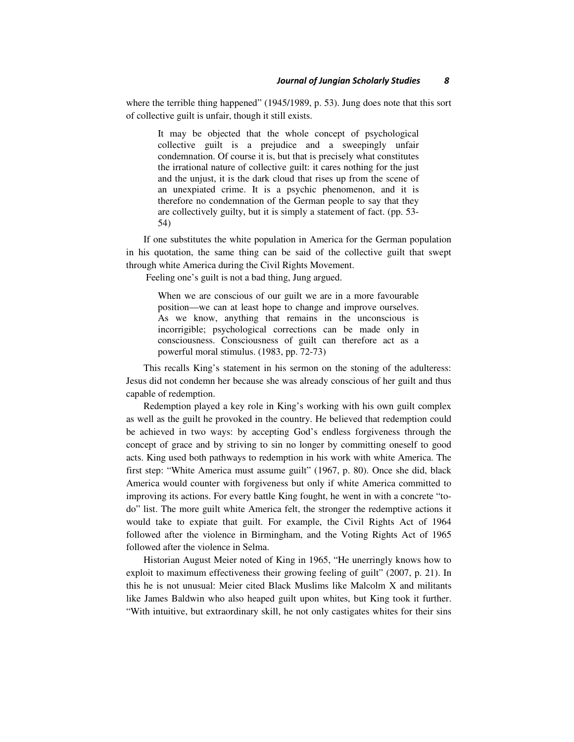where the terrible thing happened" (1945/1989, p. 53). Jung does note that this sort of collective guilt is unfair, though it still exists.

> It may be objected that the whole concept of psychological collective guilt is a prejudice and a sweepingly unfair condemnation. Of course it is, but that is precisely what constitutes the irrational nature of collective guilt: it cares nothing for the just and the unjust, it is the dark cloud that rises up from the scene of an unexpiated crime. It is a psychic phenomenon, and it is therefore no condemnation of the German people to say that they are collectively guilty, but it is simply a statement of fact. (pp. 53-54)

If one substitutes the white population in America for the German population in his quotation, the same thing can be said of the collective guilt that swept through white America during the Civil Rights Movement.

Feeling one's guilt is not a bad thing, Jung argued.

> When we are conscious of our guilt we are in a more favourable position—we can at least hope to change and improve ourselves. As we know, anything that remains in the unconscious is incorrigible; psychological corrections can be made only in consciousness. Consciousness of guilt can therefore act as a powerful moral stimulus. (1983, pp. 72-73)

This recalls King's statement in his sermon on the stoning of the adulteress: Jesus did not condemn her because she was already conscious of her guilt and thus capable of redemption.

Redemption played a key role in King's working with his own guilt complex as well as the guilt he provoked in the country. He believed that redemption could be achieved in two ways: by accepting God's endless forgiveness through the concept of grace and by striving to sin no longer by committing oneself to good acts. King used both pathways to redemption in his work with white America. The first step: "White America must assume guilt" (1967, p. 80). Once she did, black America would counter with forgiveness but only if white America committed to improving its actions. For every battle King fought, he went in with a concrete "to-do" list. The more guilt white America felt, the stronger the redemptive actions it would take to expiate that guilt. For example, the Civil Rights Act of 1964 followed after the violence in Birmingham, and the Voting Rights Act of 1965 followed after the violence in Selma.

Historian August Meier noted of King in 1965, "He unerringly knows how to exploit to maximum effectiveness their growing feeling of guilt" (2007, p. 21). In this he is not unusual: Meier cited Black Muslims like Malcolm X and militants like James Baldwin who also heaped guilt upon whites, but King took it further. "With intuitive, but extraordinary skill, he not only castigates whites for their sins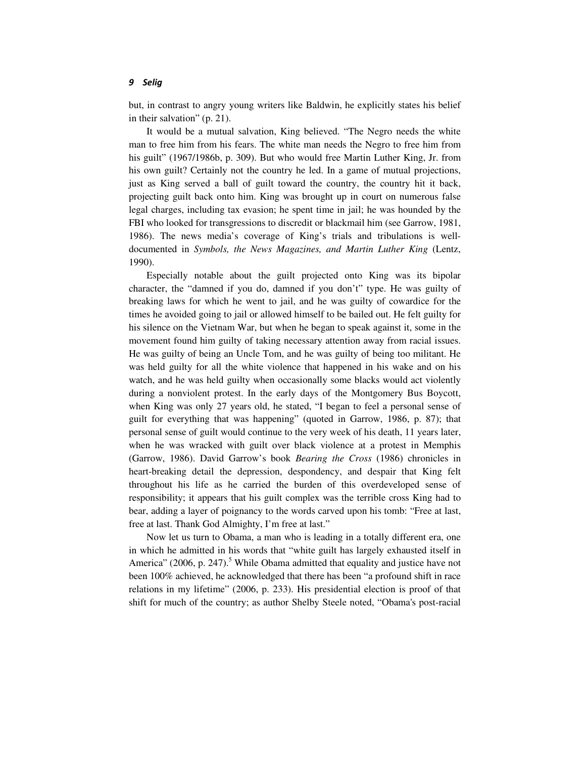but, in contrast to angry young writers like Baldwin, he explicitly states his belief in their salvation" (p. 21).

It would be a mutual salvation, King believed. "The Negro needs the white man to free him from his fears. The white man needs the Negro to free him from his guilt" (1967/1986b, p. 309). But who would free Martin Luther King, Jr. from his own guilt? Certainly not the country he led. In a game of mutual projections, just as King served a ball of guilt toward the country, the country hit it back, projecting guilt back onto him. King was brought up in court on numerous false legal charges, including tax evasion; he spent time in jail; he was hounded by the FBI who looked for transgressions to discredit or blackmail him (see Garrow, 1981, 1986). The news media's coverage of King's trials and tribulations is well-documented in *Symbols, the News Magazines, and Martin Luther King* (Lentz, 1990).

Especially notable about the guilt projected onto King was its bipolar character, the "damned if you do, damned if you don't" type. He was guilty of breaking laws for which he went to jail, and he was guilty of cowardice for the times he avoided going to jail or allowed himself to be bailed out. He felt guilty for his silence on the Vietnam War, but when he began to speak against it, some in the movement found him guilty of taking necessary attention away from racial issues. He was guilty of being an Uncle Tom, and he was guilty of being too militant. He was held guilty for all the white violence that happened in his wake and on his watch, and he was held guilty when occasionally some blacks would act violently during a nonviolent protest. In the early days of the Montgomery Bus Boycott, when King was only 27 years old, he stated, "I began to feel a personal sense of guilt for everything that was happening" (quoted in Garrow, 1986, p. 87); that personal sense of guilt would continue to the very week of his death, 11 years later, when he was wracked with guilt over black violence at a protest in Memphis (Garrow, 1986). David Garrow's book *Bearing the Cross* (1986) chronicles in heart-breaking detail the depression, despondency, and despair that King felt throughout his life as he carried the burden of this overdeveloped sense of responsibility; it appears that his guilt complex was the terrible cross King had to bear, adding a layer of poignancy to the words carved upon his tomb: "Free at last, free at last. Thank God Almighty, I'm free at last."

Now let us turn to Obama, a man who is leading in a totally different era, one in which he admitted in his words that "white guilt has largely exhausted itself in America" (2006, p. 247).[5] While Obama admitted that equality and justice have not been 100% achieved, he acknowledged that there has been "a profound shift in race relations in my lifetime" (2006, p. 233). His presidential election is proof of that shift for much of the country; as author Shelby Steele noted, "Obama's post-racial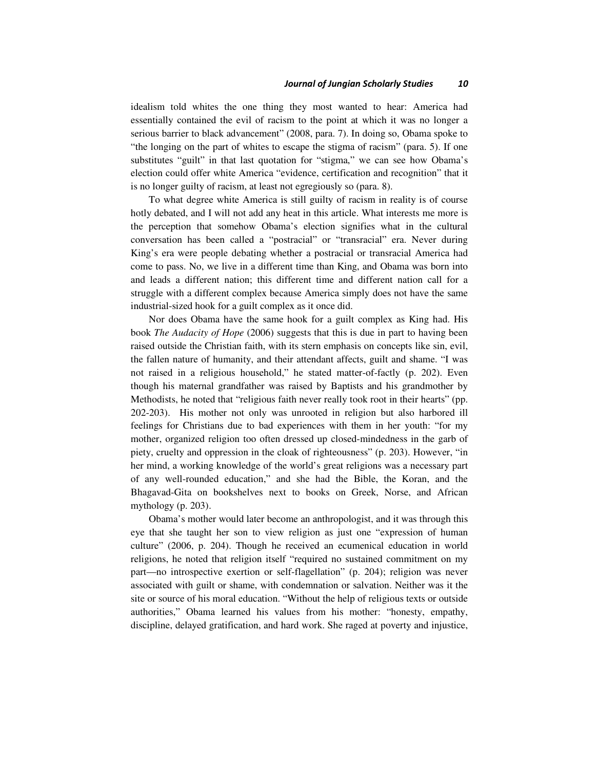idealism told whites the one thing they most wanted to hear: America had essentially contained the evil of racism to the point at which it was no longer a serious barrier to black advancement" (2008, para. 7). In doing so, Obama spoke to "the longing on the part of whites to escape the stigma of racism" (para. 5). If one substitutes "guilt" in that last quotation for "stigma," we can see how Obama's election could offer white America "evidence, certification and recognition" that it is no longer guilty of racism, at least not egregiously so (para. 8).

To what degree white America is still guilty of racism in reality is of course hotly debated, and I will not add any heat in this article. What interests me more is the perception that somehow Obama's election signifies what in the cultural conversation has been called a "postracial" or "transracial" era. Never during King's era were people debating whether a postracial or transracial America had come to pass. No, we live in a different time than King, and Obama was born into and leads a different nation; this different time and different nation call for a struggle with a different complex because America simply does not have the same industrial-sized hook for a guilt complex as it once did.

Nor does Obama have the same hook for a guilt complex as King had. His book *The Audacity of Hope* (2006) suggests that this is due in part to having been raised outside the Christian faith, with its stern emphasis on concepts like sin, evil, the fallen nature of humanity, and their attendant affects, guilt and shame. "I was not raised in a religious household," he stated matter-of-factly (p. 202). Even though his maternal grandfather was raised by Baptists and his grandmother by Methodists, he noted that "religious faith never really took root in their hearts" (pp. 202-203). His mother not only was unrooted in religion but also harbored ill feelings for Christians due to bad experiences with them in her youth: "for my mother, organized religion too often dressed up closed-mindedness in the garb of piety, cruelty and oppression in the cloak of righteousness" (p. 203). However, "in her mind, a working knowledge of the world's great religions was a necessary part of any well-rounded education," and she had the Bible, the Koran, and the Bhagavad-Gita on bookshelves next to books on Greek, Norse, and African mythology (p. 203).

Obama's mother would later become an anthropologist, and it was through this eye that she taught her son to view religion as just one "expression of human culture" (2006, p. 204). Though he received an ecumenical education in world religions, he noted that religion itself "required no sustained commitment on my part—no introspective exertion or self-flagellation" (p. 204); religion was never associated with guilt or shame, with condemnation or salvation. Neither was it the site or source of his moral education. "Without the help of religious texts or outside authorities," Obama learned his values from his mother: "honesty, empathy, discipline, delayed gratification, and hard work. She raged at poverty and injustice,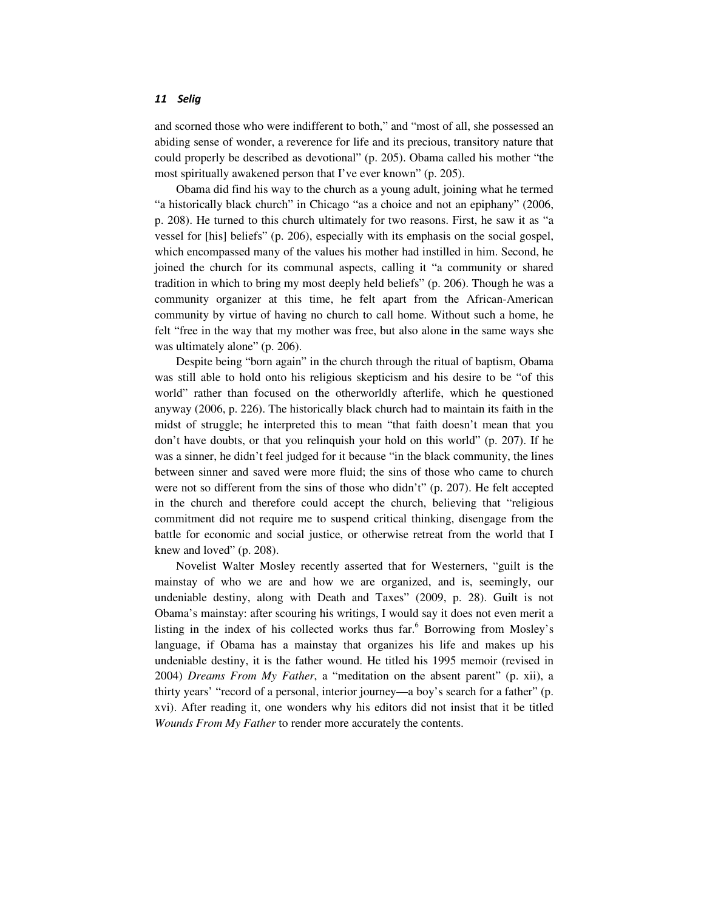and scorned those who were indifferent to both," and "most of all, she possessed an abiding sense of wonder, a reverence for life and its precious, transitory nature that could properly be described as devotional" (p. 205). Obama called his mother "the most spiritually awakened person that I've ever known" (p. 205).

Obama did find his way to the church as a young adult, joining what he termed "a historically black church" in Chicago "as a choice and not an epiphany" (2006, p. 208). He turned to this church ultimately for two reasons. First, he saw it as "a vessel for [his] beliefs" (p. 206), especially with its emphasis on the social gospel, which encompassed many of the values his mother had instilled in him. Second, he joined the church for its communal aspects, calling it "a community or shared tradition in which to bring my most deeply held beliefs" (p. 206). Though he was a community organizer at this time, he felt apart from the African-American community by virtue of having no church to call home. Without such a home, he felt "free in the way that my mother was free, but also alone in the same ways she was ultimately alone" (p. 206).

Despite being "born again" in the church through the ritual of baptism, Obama was still able to hold onto his religious skepticism and his desire to be "of this world" rather than focused on the otherworldly afterlife, which he questioned anyway (2006, p. 226). The historically black church had to maintain its faith in the midst of struggle; he interpreted this to mean "that faith doesn't mean that you don't have doubts, or that you relinquish your hold on this world" (p. 207). If he was a sinner, he didn't feel judged for it because "in the black community, the lines between sinner and saved were more fluid; the sins of those who came to church were not so different from the sins of those who didn't" (p. 207). He felt accepted in the church and therefore could accept the church, believing that "religious commitment did not require me to suspend critical thinking, disengage from the battle for economic and social justice, or otherwise retreat from the world that I knew and loved" (p. 208).

Novelist Walter Mosley recently asserted that for Westerners, "guilt is the mainstay of who we are and how we are organized, and is, seemingly, our undeniable destiny, along with Death and Taxes" (2009, p. 28). Guilt is not Obama's mainstay: after scouring his writings, I would say it does not even merit a listing in the index of his collected works thus far.[6] Borrowing from Mosley's language, if Obama has a mainstay that organizes his life and makes up his undeniable destiny, it is the father wound. He titled his 1995 memoir (revised in 2004) *Dreams From My Father*, a "meditation on the absent parent" (p. xii), a thirty years' "record of a personal, interior journey—a boy's search for a father" (p. xvi). After reading it, one wonders why his editors did not insist that it be titled *Wounds From My Father* to render more accurately the contents.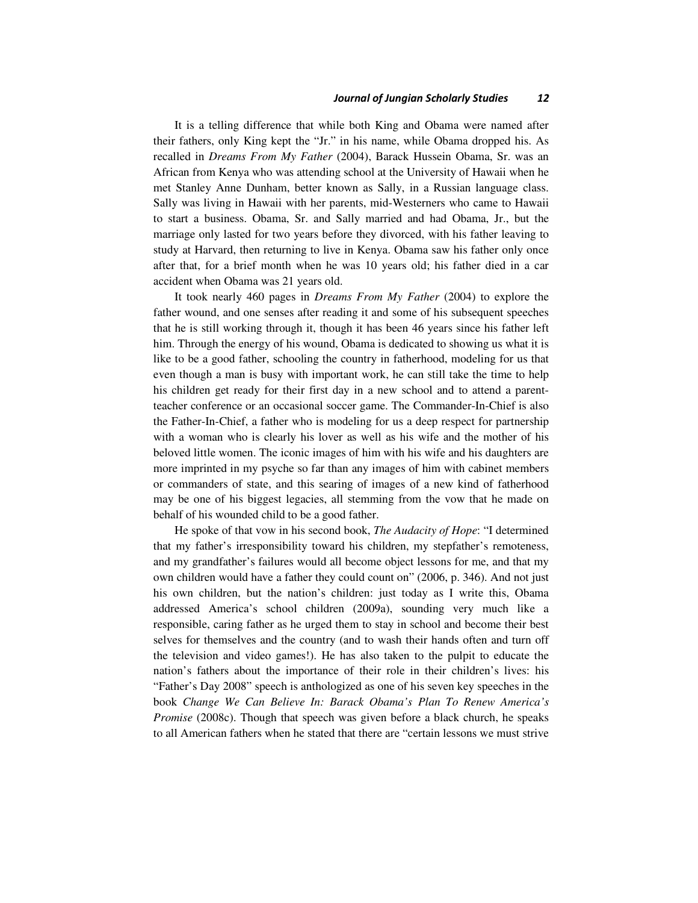It is a telling difference that while both King and Obama were named after their fathers, only King kept the "Jr." in his name, while Obama dropped his. As recalled in *Dreams From My Father* (2004), Barack Hussein Obama, Sr. was an African from Kenya who was attending school at the University of Hawaii when he met Stanley Anne Dunham, better known as Sally, in a Russian language class. Sally was living in Hawaii with her parents, mid-Westerners who came to Hawaii to start a business. Obama, Sr. and Sally married and had Obama, Jr., but the marriage only lasted for two years before they divorced, with his father leaving to study at Harvard, then returning to live in Kenya. Obama saw his father only once after that, for a brief month when he was 10 years old; his father died in a car accident when Obama was 21 years old.

It took nearly 460 pages in *Dreams From My Father* (2004) to explore the father wound, and one senses after reading it and some of his subsequent speeches that he is still working through it, though it has been 46 years since his father left him. Through the energy of his wound, Obama is dedicated to showing us what it is like to be a good father, schooling the country in fatherhood, modeling for us that even though a man is busy with important work, he can still take the time to help his children get ready for their first day in a new school and to attend a parent-teacher conference or an occasional soccer game. The Commander-In-Chief is also the Father-In-Chief, a father who is modeling for us a deep respect for partnership with a woman who is clearly his lover as well as his wife and the mother of his beloved little women. The iconic images of him with his wife and his daughters are more imprinted in my psyche so far than any images of him with cabinet members or commanders of state, and this searing of images of a new kind of fatherhood may be one of his biggest legacies, all stemming from the vow that he made on behalf of his wounded child to be a good father.

He spoke of that vow in his second book, *The Audacity of Hope*: "I determined that my father's irresponsibility toward his children, my stepfather's remoteness, and my grandfather's failures would all become object lessons for me, and that my own children would have a father they could count on" (2006, p. 346). And not just his own children, but the nation's children: just today as I write this, Obama addressed America's school children (2009a), sounding very much like a responsible, caring father as he urged them to stay in school and become their best selves for themselves and the country (and to wash their hands often and turn off the television and video games!). He has also taken to the pulpit to educate the nation's fathers about the importance of their role in their children's lives: his "Father's Day 2008" speech is anthologized as one of his seven key speeches in the book *Change We Can Believe In: Barack Obama's Plan To Renew America's Promise* (2008c). Though that speech was given before a black church, he speaks to all American fathers when he stated that there are "certain lessons we must strive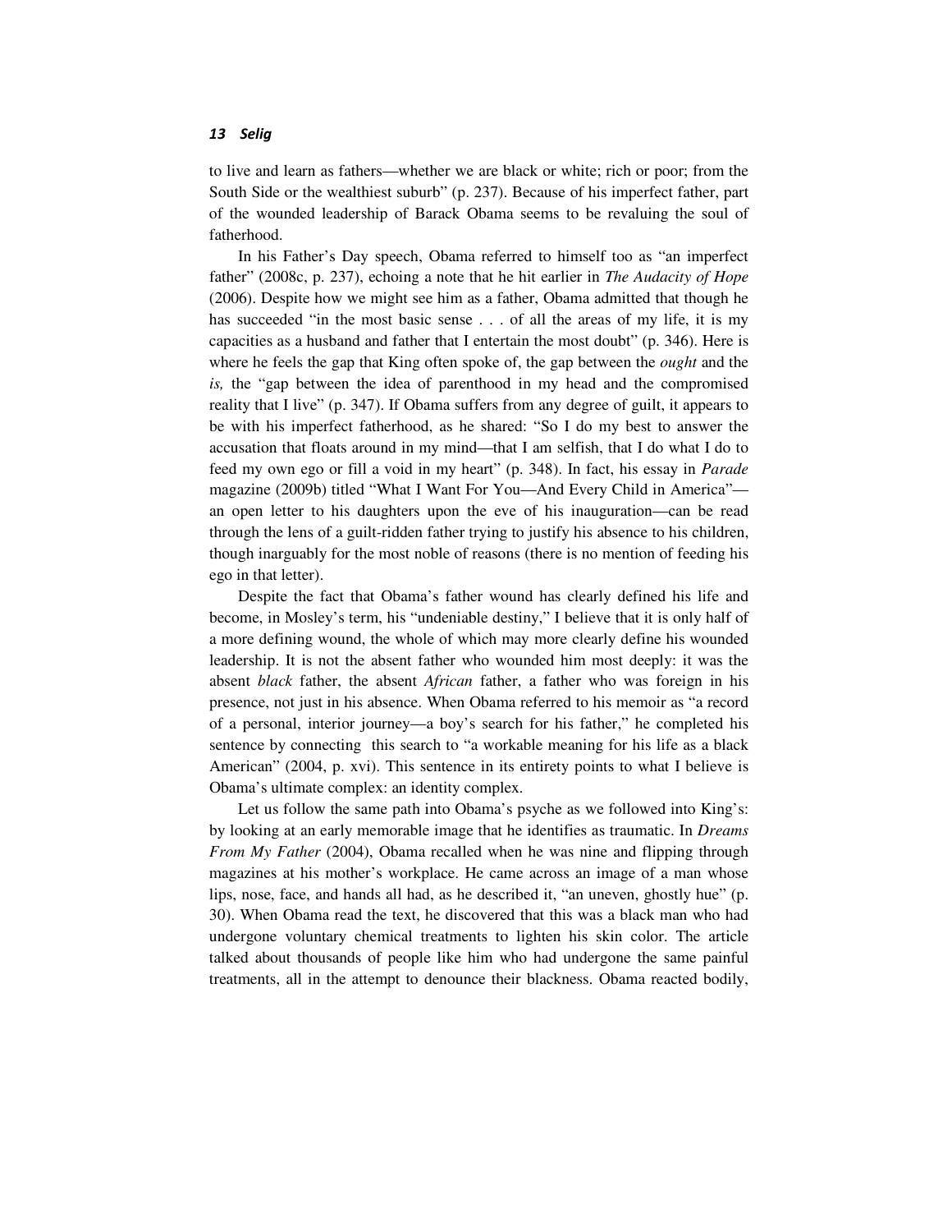to live and learn as fathers—whether we are black or white; rich or poor; from the South Side or the wealthiest suburb" (p. 237). Because of his imperfect father, part of the wounded leadership of Barack Obama seems to be revaluing the soul of fatherhood.

In his Father's Day speech, Obama referred to himself too as "an imperfect father" (2008c, p. 237), echoing a note that he hit earlier in *The Audacity of Hope* (2006). Despite how we might see him as a father, Obama admitted that though he has succeeded "in the most basic sense . . . of all the areas of my life, it is my capacities as a husband and father that I entertain the most doubt" (p. 346). Here is where he feels the gap that King often spoke of, the gap between the *ought* and the *is,* the "gap between the idea of parenthood in my head and the compromised reality that I live" (p. 347). If Obama suffers from any degree of guilt, it appears to be with his imperfect fatherhood, as he shared: "So I do my best to answer the accusation that floats around in my mind—that I am selfish, that I do what I do to feed my own ego or fill a void in my heart" (p. 348). In fact, his essay in *Parade* magazine (2009b) titled "What I Want For You—And Every Child in America"—an open letter to his daughters upon the eve of his inauguration—can be read through the lens of a guilt-ridden father trying to justify his absence to his children, though inarguably for the most noble of reasons (there is no mention of feeding his ego in that letter).

Despite the fact that Obama's father wound has clearly defined his life and become, in Mosley's term, his "undeniable destiny," I believe that it is only half of a more defining wound, the whole of which may more clearly define his wounded leadership. It is not the absent father who wounded him most deeply: it was the absent *black* father, the absent *African* father, a father who was foreign in his presence, not just in his absence. When Obama referred to his memoir as "a record of a personal, interior journey—a boy's search for his father," he completed his sentence by connecting this search to "a workable meaning for his life as a black American" (2004, p. xvi). This sentence in its entirety points to what I believe is Obama's ultimate complex: an identity complex.

Let us follow the same path into Obama's psyche as we followed into King's: by looking at an early memorable image that he identifies as traumatic. In *Dreams From My Father* (2004), Obama recalled when he was nine and flipping through magazines at his mother's workplace. He came across an image of a man whose lips, nose, face, and hands all had, as he described it, "an uneven, ghostly hue" (p. 30). When Obama read the text, he discovered that this was a black man who had undergone voluntary chemical treatments to lighten his skin color. The article talked about thousands of people like him who had undergone the same painful treatments, all in the attempt to denounce their blackness. Obama reacted bodily,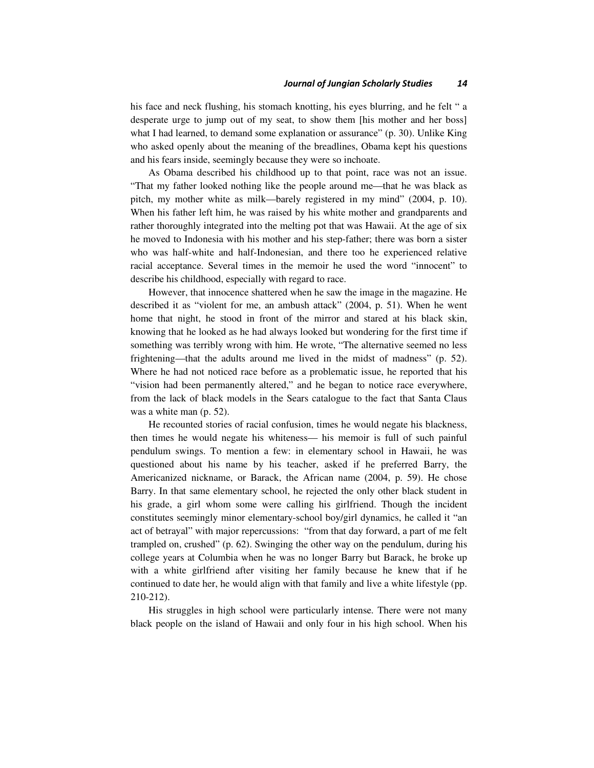his face and neck flushing, his stomach knotting, his eyes blurring, and he felt " a desperate urge to jump out of my seat, to show them [his mother and her boss] what I had learned, to demand some explanation or assurance" (p. 30). Unlike King who asked openly about the meaning of the breadlines, Obama kept his questions and his fears inside, seemingly because they were so inchoate.

As Obama described his childhood up to that point, race was not an issue. "That my father looked nothing like the people around me—that he was black as pitch, my mother white as milk—barely registered in my mind" (2004, p. 10). When his father left him, he was raised by his white mother and grandparents and rather thoroughly integrated into the melting pot that was Hawaii. At the age of six he moved to Indonesia with his mother and his step-father; there was born a sister who was half-white and half-Indonesian, and there too he experienced relative racial acceptance. Several times in the memoir he used the word "innocent" to describe his childhood, especially with regard to race.

However, that innocence shattered when he saw the image in the magazine. He described it as "violent for me, an ambush attack" (2004, p. 51). When he went home that night, he stood in front of the mirror and stared at his black skin, knowing that he looked as he had always looked but wondering for the first time if something was terribly wrong with him. He wrote, "The alternative seemed no less frightening—that the adults around me lived in the midst of madness" (p. 52). Where he had not noticed race before as a problematic issue, he reported that his "vision had been permanently altered," and he began to notice race everywhere, from the lack of black models in the Sears catalogue to the fact that Santa Claus was a white man (p. 52).

He recounted stories of racial confusion, times he would negate his blackness, then times he would negate his whiteness— his memoir is full of such painful pendulum swings. To mention a few: in elementary school in Hawaii, he was questioned about his name by his teacher, asked if he preferred Barry, the Americanized nickname, or Barack, the African name (2004, p. 59). He chose Barry. In that same elementary school, he rejected the only other black student in his grade, a girl whom some were calling his girlfriend. Though the incident constitutes seemingly minor elementary-school boy/girl dynamics, he called it "an act of betrayal" with major repercussions: "from that day forward, a part of me felt trampled on, crushed" (p. 62). Swinging the other way on the pendulum, during his college years at Columbia when he was no longer Barry but Barack, he broke up with a white girlfriend after visiting her family because he knew that if he continued to date her, he would align with that family and live a white lifestyle (pp. 210-212).

His struggles in high school were particularly intense. There were not many black people on the island of Hawaii and only four in his high school. When his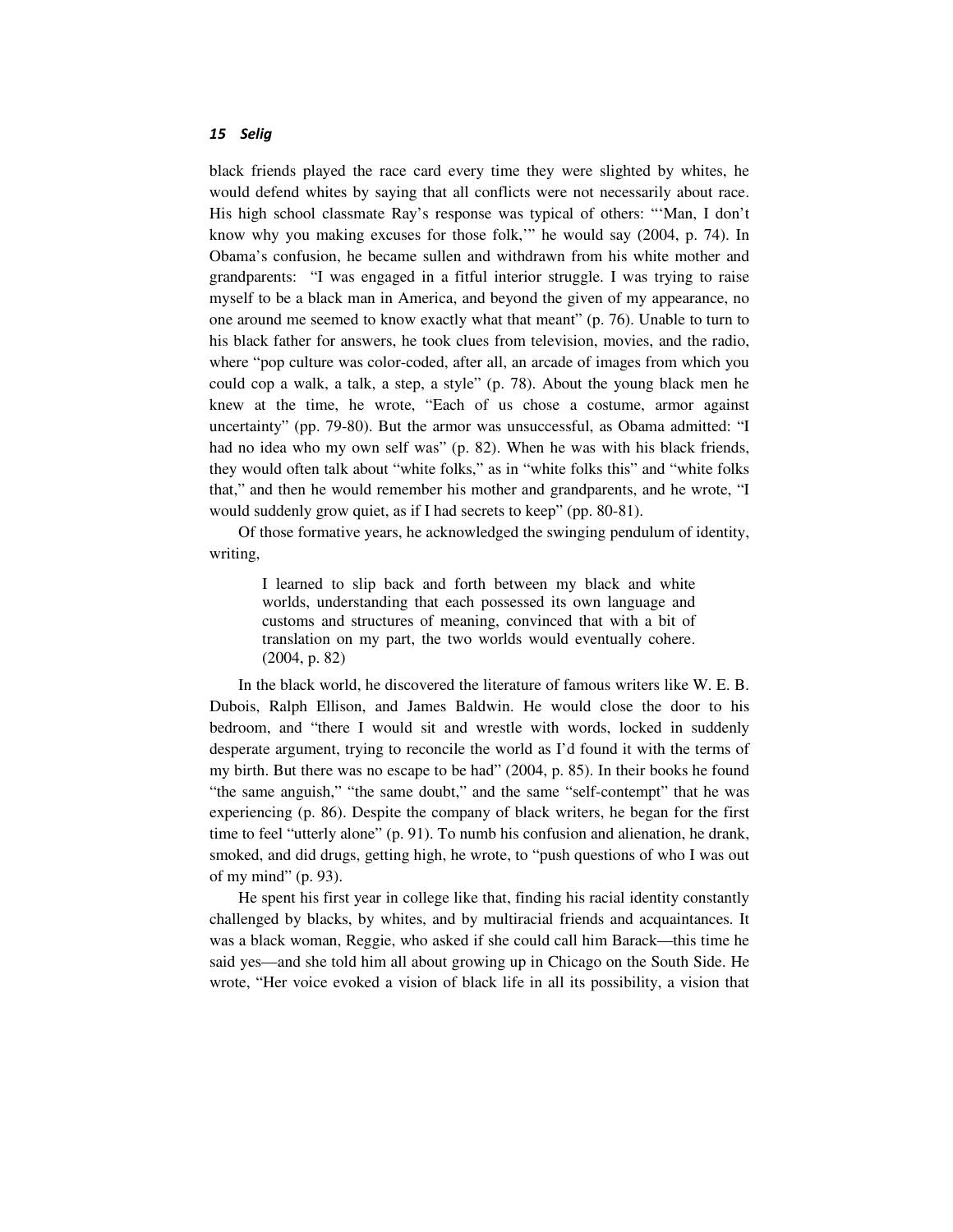black friends played the race card every time they were slighted by whites, he would defend whites by saying that all conflicts were not necessarily about race. His high school classmate Ray's response was typical of others: "'Man, I don't know why you making excuses for those folk,'" he would say (2004, p. 74). In Obama's confusion, he became sullen and withdrawn from his white mother and grandparents: "I was engaged in a fitful interior struggle. I was trying to raise myself to be a black man in America, and beyond the given of my appearance, no one around me seemed to know exactly what that meant" (p. 76). Unable to turn to his black father for answers, he took clues from television, movies, and the radio, where "pop culture was color-coded, after all, an arcade of images from which you could cop a walk, a talk, a step, a style" (p. 78). About the young black men he knew at the time, he wrote, "Each of us chose a costume, armor against uncertainty" (pp. 79-80). But the armor was unsuccessful, as Obama admitted: "I had no idea who my own self was" (p. 82). When he was with his black friends, they would often talk about "white folks," as in "white folks this" and "white folks that," and then he would remember his mother and grandparents, and he wrote, "I would suddenly grow quiet, as if I had secrets to keep" (pp. 80-81).

Of those formative years, he acknowledged the swinging pendulum of identity, writing,

> I learned to slip back and forth between my black and white worlds, understanding that each possessed its own language and customs and structures of meaning, convinced that with a bit of translation on my part, the two worlds would eventually cohere. (2004, p. 82)

In the black world, he discovered the literature of famous writers like W. E. B. Dubois, Ralph Ellison, and James Baldwin. He would close the door to his bedroom, and "there I would sit and wrestle with words, locked in suddenly desperate argument, trying to reconcile the world as I'd found it with the terms of my birth. But there was no escape to be had" (2004, p. 85). In their books he found "the same anguish," "the same doubt," and the same "self-contempt" that he was experiencing (p. 86). Despite the company of black writers, he began for the first time to feel "utterly alone" (p. 91). To numb his confusion and alienation, he drank, smoked, and did drugs, getting high, he wrote, to "push questions of who I was out of my mind" (p. 93).

He spent his first year in college like that, finding his racial identity constantly challenged by blacks, by whites, and by multiracial friends and acquaintances. It was a black woman, Reggie, who asked if she could call him Barack—this time he said yes—and she told him all about growing up in Chicago on the South Side. He wrote, "Her voice evoked a vision of black life in all its possibility, a vision that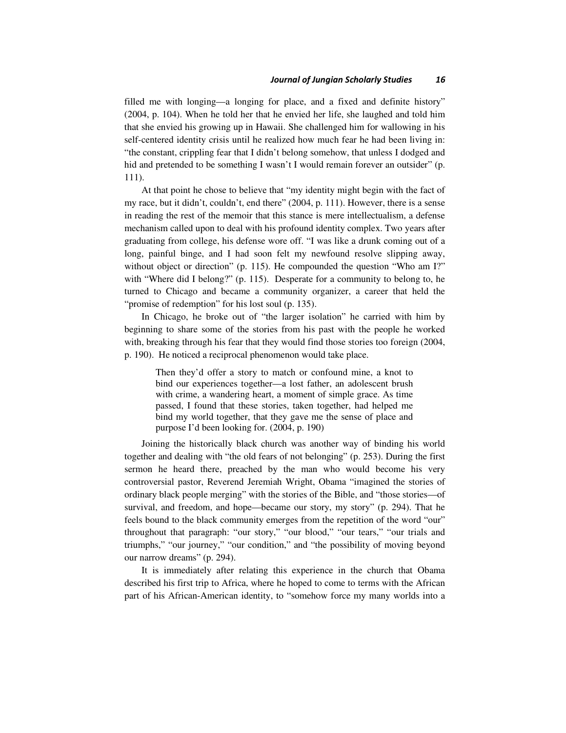filled me with longing—a longing for place, and a fixed and definite history" (2004, p. 104). When he told her that he envied her life, she laughed and told him that she envied his growing up in Hawaii. She challenged him for wallowing in his self-centered identity crisis until he realized how much fear he had been living in: "the constant, crippling fear that I didn't belong somehow, that unless I dodged and hid and pretended to be something I wasn't I would remain forever an outsider" (p. 111).

At that point he chose to believe that "my identity might begin with the fact of my race, but it didn't, couldn't, end there" (2004, p. 111). However, there is a sense in reading the rest of the memoir that this stance is mere intellectualism, a defense mechanism called upon to deal with his profound identity complex. Two years after graduating from college, his defense wore off. "I was like a drunk coming out of a long, painful binge, and I had soon felt my newfound resolve slipping away, without object or direction" (p. 115). He compounded the question "Who am I?" with "Where did I belong?" (p. 115). Desperate for a community to belong to, he turned to Chicago and became a community organizer, a career that held the "promise of redemption" for his lost soul (p. 135).

In Chicago, he broke out of "the larger isolation" he carried with him by beginning to share some of the stories from his past with the people he worked with, breaking through his fear that they would find those stories too foreign (2004, p. 190). He noticed a reciprocal phenomenon would take place.

> Then they'd offer a story to match or confound mine, a knot to bind our experiences together—a lost father, an adolescent brush with crime, a wandering heart, a moment of simple grace. As time passed, I found that these stories, taken together, had helped me bind my world together, that they gave me the sense of place and purpose I'd been looking for. (2004, p. 190)

Joining the historically black church was another way of binding his world together and dealing with "the old fears of not belonging" (p. 253). During the first sermon he heard there, preached by the man who would become his very controversial pastor, Reverend Jeremiah Wright, Obama "imagined the stories of ordinary black people merging" with the stories of the Bible, and "those stories—of survival, and freedom, and hope—became our story, my story" (p. 294). That he feels bound to the black community emerges from the repetition of the word "our" throughout that paragraph: "our story," "our blood," "our tears," "our trials and triumphs," "our journey," "our condition," and "the possibility of moving beyond our narrow dreams" (p. 294).

It is immediately after relating this experience in the church that Obama described his first trip to Africa, where he hoped to come to terms with the African part of his African-American identity, to "somehow force my many worlds into a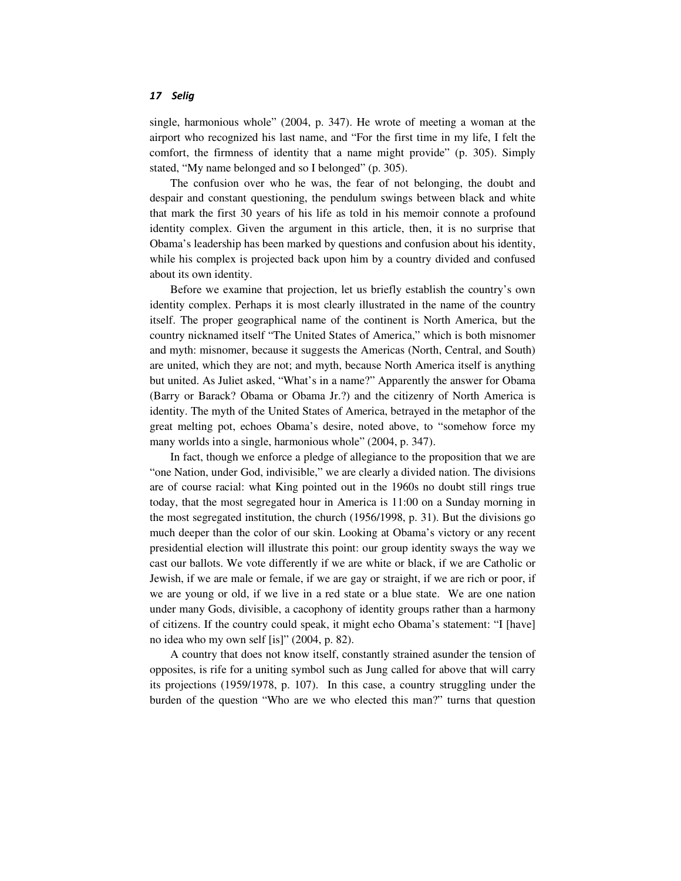single, harmonious whole" (2004, p. 347). He wrote of meeting a woman at the airport who recognized his last name, and "For the first time in my life, I felt the comfort, the firmness of identity that a name might provide" (p. 305). Simply stated, "My name belonged and so I belonged" (p. 305).

The confusion over who he was, the fear of not belonging, the doubt and despair and constant questioning, the pendulum swings between black and white that mark the first 30 years of his life as told in his memoir connote a profound identity complex. Given the argument in this article, then, it is no surprise that Obama's leadership has been marked by questions and confusion about his identity, while his complex is projected back upon him by a country divided and confused about its own identity.

Before we examine that projection, let us briefly establish the country's own identity complex. Perhaps it is most clearly illustrated in the name of the country itself. The proper geographical name of the continent is North America, but the country nicknamed itself "The United States of America," which is both misnomer and myth: misnomer, because it suggests the Americas (North, Central, and South) are united, which they are not; and myth, because North America itself is anything but united. As Juliet asked, "What's in a name?" Apparently the answer for Obama (Barry or Barack? Obama or Obama Jr.?) and the citizenry of North America is identity. The myth of the United States of America, betrayed in the metaphor of the great melting pot, echoes Obama's desire, noted above, to "somehow force my many worlds into a single, harmonious whole" (2004, p. 347).

In fact, though we enforce a pledge of allegiance to the proposition that we are "one Nation, under God, indivisible," we are clearly a divided nation. The divisions are of course racial: what King pointed out in the 1960s no doubt still rings true today, that the most segregated hour in America is 11:00 on a Sunday morning in the most segregated institution, the church (1956/1998, p. 31). But the divisions go much deeper than the color of our skin. Looking at Obama's victory or any recent presidential election will illustrate this point: our group identity sways the way we cast our ballots. We vote differently if we are white or black, if we are Catholic or Jewish, if we are male or female, if we are gay or straight, if we are rich or poor, if we are young or old, if we live in a red state or a blue state. We are one nation under many Gods, divisible, a cacophony of identity groups rather than a harmony of citizens. If the country could speak, it might echo Obama's statement: "I [have] no idea who my own self [is]" (2004, p. 82).

A country that does not know itself, constantly strained asunder the tension of opposites, is rife for a uniting symbol such as Jung called for above that will carry its projections (1959/1978, p. 107). In this case, a country struggling under the burden of the question "Who are we who elected this man?" turns that question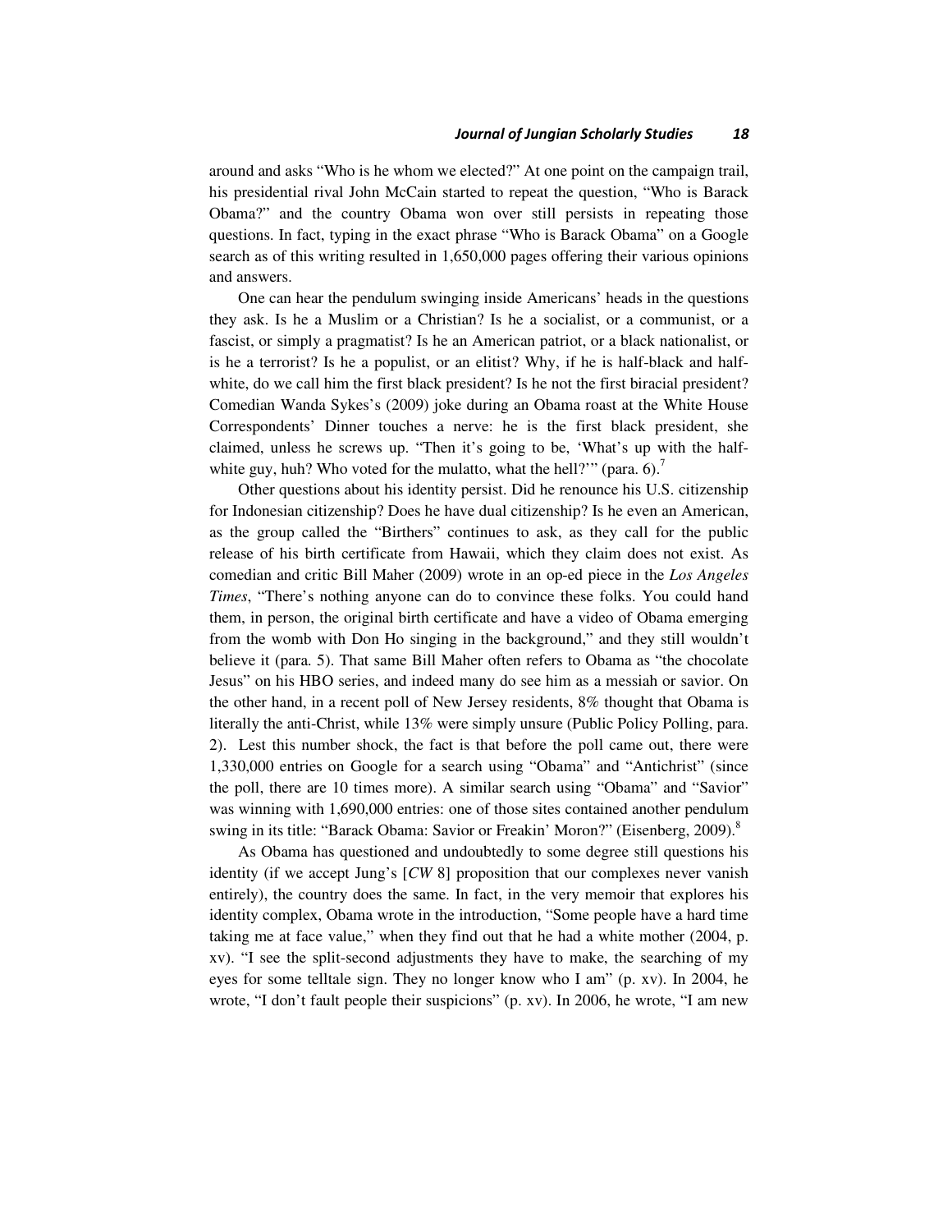around and asks "Who is he whom we elected?" At one point on the campaign trail, his presidential rival John McCain started to repeat the question, "Who is Barack Obama?" and the country Obama won over still persists in repeating those questions. In fact, typing in the exact phrase "Who is Barack Obama" on a Google search as of this writing resulted in 1,650,000 pages offering their various opinions and answers.

One can hear the pendulum swinging inside Americans' heads in the questions they ask. Is he a Muslim or a Christian? Is he a socialist, or a communist, or a fascist, or simply a pragmatist? Is he an American patriot, or a black nationalist, or is he a terrorist? Is he a populist, or an elitist? Why, if he is half-black and half-white, do we call him the first black president? Is he not the first biracial president? Comedian Wanda Sykes's (2009) joke during an Obama roast at the White House Correspondents' Dinner touches a nerve: he is the first black president, she claimed, unless he screws up. "Then it's going to be, 'What's up with the half-white guy, huh? Who voted for the mulatto, what the hell?'" (para. 6).[7]

Other questions about his identity persist. Did he renounce his U.S. citizenship for Indonesian citizenship? Does he have dual citizenship? Is he even an American, as the group called the "Birthers" continues to ask, as they call for the public release of his birth certificate from Hawaii, which they claim does not exist. As comedian and critic Bill Maher (2009) wrote in an op-ed piece in the *Los Angeles Times*, "There's nothing anyone can do to convince these folks. You could hand them, in person, the original birth certificate and have a video of Obama emerging from the womb with Don Ho singing in the background," and they still wouldn't believe it (para. 5). That same Bill Maher often refers to Obama as "the chocolate Jesus" on his HBO series, and indeed many do see him as a messiah or savior. On the other hand, in a recent poll of New Jersey residents, 8% thought that Obama is literally the anti-Christ, while 13% were simply unsure (Public Policy Polling, para. 2). Lest this number shock, the fact is that before the poll came out, there were 1,330,000 entries on Google for a search using "Obama" and "Antichrist" (since the poll, there are 10 times more). A similar search using "Obama" and "Savior" was winning with 1,690,000 entries: one of those sites contained another pendulum swing in its title: "Barack Obama: Savior or Freakin' Moron?" (Eisenberg, 2009).[8]

As Obama has questioned and undoubtedly to some degree still questions his identity (if we accept Jung's [*CW* 8] proposition that our complexes never vanish entirely), the country does the same. In fact, in the very memoir that explores his identity complex, Obama wrote in the introduction, "Some people have a hard time taking me at face value," when they find out that he had a white mother (2004, p. xv). "I see the split-second adjustments they have to make, the searching of my eyes for some telltale sign. They no longer know who I am" (p. xv). In 2004, he wrote, "I don't fault people their suspicions" (p. xv). In 2006, he wrote, "I am new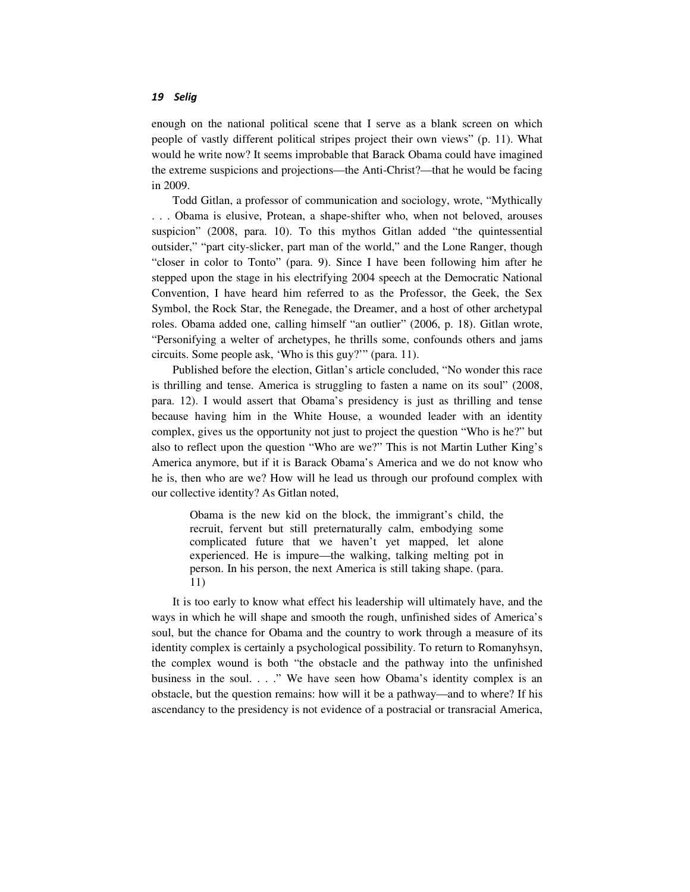enough on the national political scene that I serve as a blank screen on which people of vastly different political stripes project their own views" (p. 11). What would he write now? It seems improbable that Barack Obama could have imagined the extreme suspicions and projections—the Anti-Christ?—that he would be facing in 2009.

Todd Gitlan, a professor of communication and sociology, wrote, "Mythically . . . Obama is elusive, Protean, a shape-shifter who, when not beloved, arouses suspicion" (2008, para. 10). To this mythos Gitlan added "the quintessential outsider," "part city-slicker, part man of the world," and the Lone Ranger, though "closer in color to Tonto" (para. 9). Since I have been following him after he stepped upon the stage in his electrifying 2004 speech at the Democratic National Convention, I have heard him referred to as the Professor, the Geek, the Sex Symbol, the Rock Star, the Renegade, the Dreamer, and a host of other archetypal roles. Obama added one, calling himself "an outlier" (2006, p. 18). Gitlan wrote, "Personifying a welter of archetypes, he thrills some, confounds others and jams circuits. Some people ask, 'Who is this guy?'" (para. 11).

Published before the election, Gitlan's article concluded, "No wonder this race is thrilling and tense. America is struggling to fasten a name on its soul" (2008, para. 12). I would assert that Obama's presidency is just as thrilling and tense because having him in the White House, a wounded leader with an identity complex, gives us the opportunity not just to project the question "Who is he?" but also to reflect upon the question "Who are we?" This is not Martin Luther King's America anymore, but if it is Barack Obama's America and we do not know who he is, then who are we? How will he lead us through our profound complex with our collective identity? As Gitlan noted,

> Obama is the new kid on the block, the immigrant's child, the recruit, fervent but still preternaturally calm, embodying some complicated future that we haven't yet mapped, let alone experienced. He is impure—the walking, talking melting pot in person. In his person, the next America is still taking shape. (para. 11)

It is too early to know what effect his leadership will ultimately have, and the ways in which he will shape and smooth the rough, unfinished sides of America's soul, but the chance for Obama and the country to work through a measure of its identity complex is certainly a psychological possibility. To return to Romanyhsyn, the complex wound is both "the obstacle and the pathway into the unfinished business in the soul. . . ." We have seen how Obama's identity complex is an obstacle, but the question remains: how will it be a pathway—and to where? If his ascendancy to the presidency is not evidence of a postracial or transracial America,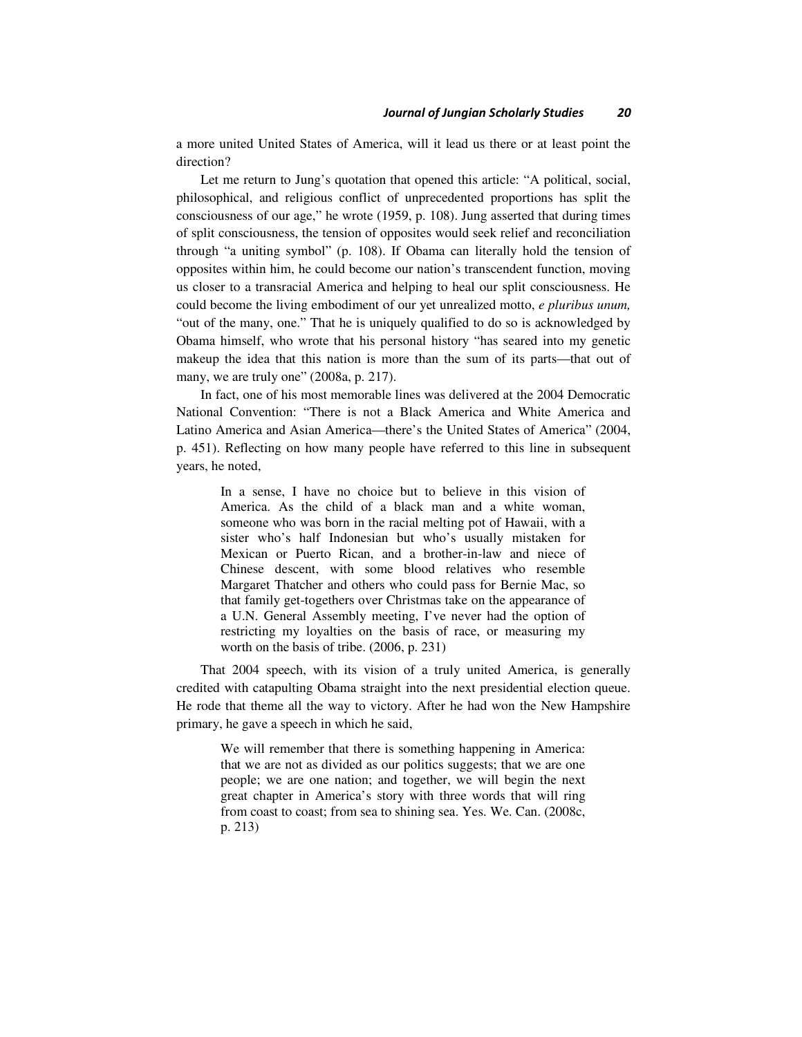a more united United States of America, will it lead us there or at least point the direction?

Let me return to Jung's quotation that opened this article: "A political, social, philosophical, and religious conflict of unprecedented proportions has split the consciousness of our age," he wrote (1959, p. 108). Jung asserted that during times of split consciousness, the tension of opposites would seek relief and reconciliation through "a uniting symbol" (p. 108). If Obama can literally hold the tension of opposites within him, he could become our nation's transcendent function, moving us closer to a transracial America and helping to heal our split consciousness. He could become the living embodiment of our yet unrealized motto, *e pluribus unum,* "out of the many, one." That he is uniquely qualified to do so is acknowledged by Obama himself, who wrote that his personal history "has seared into my genetic makeup the idea that this nation is more than the sum of its parts—that out of many, we are truly one" (2008a, p. 217).

In fact, one of his most memorable lines was delivered at the 2004 Democratic National Convention: "There is not a Black America and White America and Latino America and Asian America—there's the United States of America" (2004, p. 451). Reflecting on how many people have referred to this line in subsequent years, he noted,

> In a sense, I have no choice but to believe in this vision of America. As the child of a black man and a white woman, someone who was born in the racial melting pot of Hawaii, with a sister who's half Indonesian but who's usually mistaken for Mexican or Puerto Rican, and a brother-in-law and niece of Chinese descent, with some blood relatives who resemble Margaret Thatcher and others who could pass for Bernie Mac, so that family get-togethers over Christmas take on the appearance of a U.N. General Assembly meeting, I've never had the option of restricting my loyalties on the basis of race, or measuring my worth on the basis of tribe. (2006, p. 231)

That 2004 speech, with its vision of a truly united America, is generally credited with catapulting Obama straight into the next presidential election queue. He rode that theme all the way to victory. After he had won the New Hampshire primary, he gave a speech in which he said,

> We will remember that there is something happening in America: that we are not as divided as our politics suggests; that we are one people; we are one nation; and together, we will begin the next great chapter in America's story with three words that will ring from coast to coast; from sea to shining sea. Yes. We. Can. (2008c, p. 213)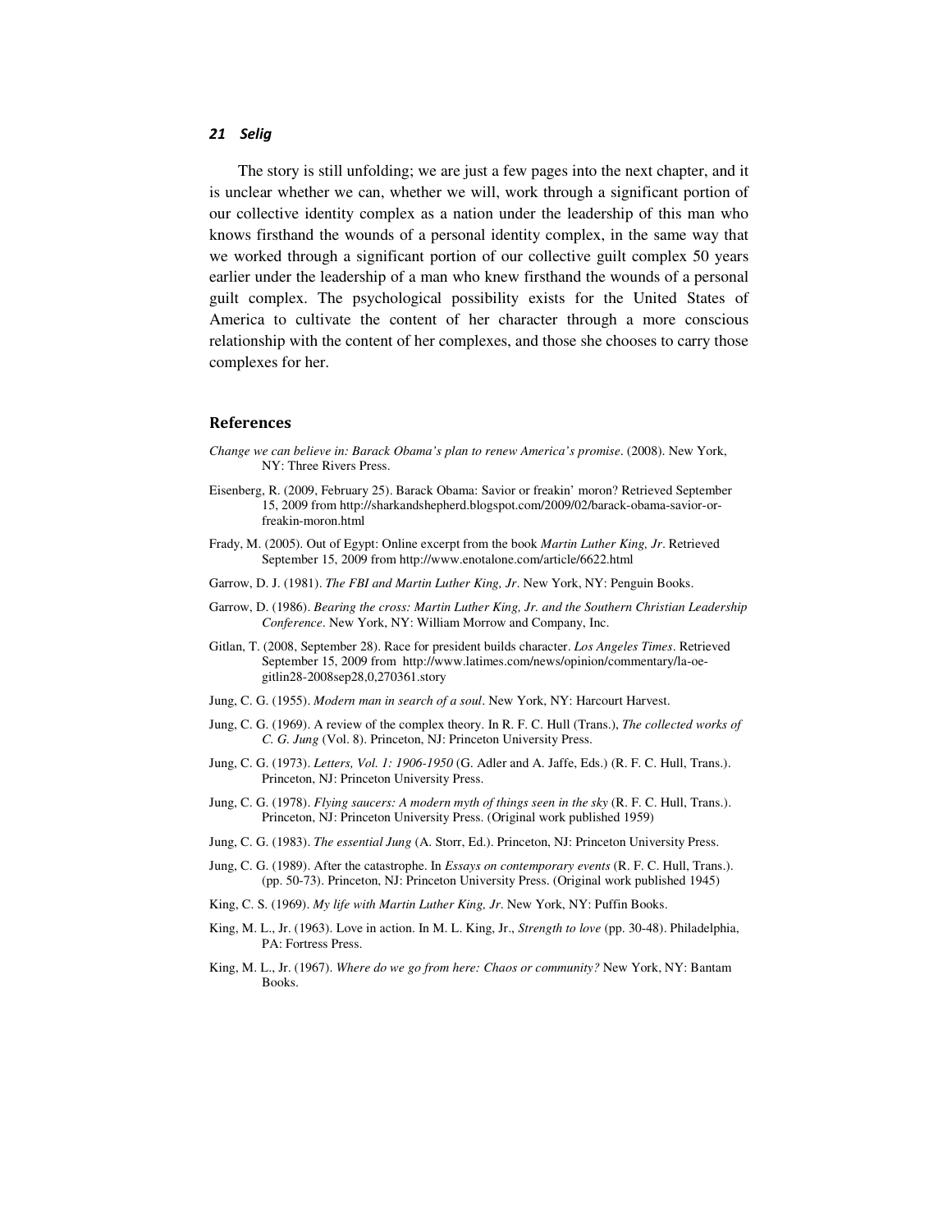The story is still unfolding; we are just a few pages into the next chapter, and it is unclear whether we can, whether we will, work through a significant portion of our collective identity complex as a nation under the leadership of this man who knows firsthand the wounds of a personal identity complex, in the same way that we worked through a significant portion of our collective guilt complex 50 years earlier under the leadership of a man who knew firsthand the wounds of a personal guilt complex. The psychological possibility exists for the United States of America to cultivate the content of her character through a more conscious relationship with the content of her complexes, and those she chooses to carry those complexes for her.

## References

*Change we can believe in: Barack Obama's plan to renew America's promise*. (2008). New York, NY: Three Rivers Press.

Eisenberg, R. (2009, February 25). Barack Obama: Savior or freakin' moron? Retrieved September 15, 2009 from http://sharkandshepherd.blogspot.com/2009/02/barack-obama-savior-or-freakin-moron.html

Frady, M. (2005). Out of Egypt: Online excerpt from the book *Martin Luther King, Jr*. Retrieved September 15, 2009 from http://www.enotalone.com/article/6622.html

Garrow, D. J. (1981). *The FBI and Martin Luther King, Jr*. New York, NY: Penguin Books.

Garrow, D. (1986). *Bearing the cross: Martin Luther King, Jr. and the Southern Christian Leadership Conference*. New York, NY: William Morrow and Company, Inc.

Gitlan, T. (2008, September 28). Race for president builds character. *Los Angeles Times*. Retrieved September 15, 2009 from http://www.latimes.com/news/opinion/commentary/la-oe-gitlin28-2008sep28,0,270361.story

Jung, C. G. (1955). *Modern man in search of a soul*. New York, NY: Harcourt Harvest.

Jung, C. G. (1969). A review of the complex theory. In R. F. C. Hull (Trans.), *The collected works of C. G. Jung* (Vol. 8). Princeton, NJ: Princeton University Press.

Jung, C. G. (1973). *Letters, Vol. 1: 1906-1950* (G. Adler and A. Jaffe, Eds.) (R. F. C. Hull, Trans.). Princeton, NJ: Princeton University Press.

Jung, C. G. (1978). *Flying saucers: A modern myth of things seen in the sky* (R. F. C. Hull, Trans.). Princeton, NJ: Princeton University Press. (Original work published 1959)

Jung, C. G. (1983). *The essential Jung* (A. Storr, Ed.). Princeton, NJ: Princeton University Press.

Jung, C. G. (1989). After the catastrophe. In *Essays on contemporary events* (R. F. C. Hull, Trans.). (pp. 50-73). Princeton, NJ: Princeton University Press. (Original work published 1945)

King, C. S. (1969). *My life with Martin Luther King, Jr*. New York, NY: Puffin Books.

King, M. L., Jr. (1963). Love in action. In M. L. King, Jr., *Strength to love* (pp. 30-48). Philadelphia, PA: Fortress Press.

King, M. L., Jr. (1967). *Where do we go from here: Chaos or community?* New York, NY: Bantam Books.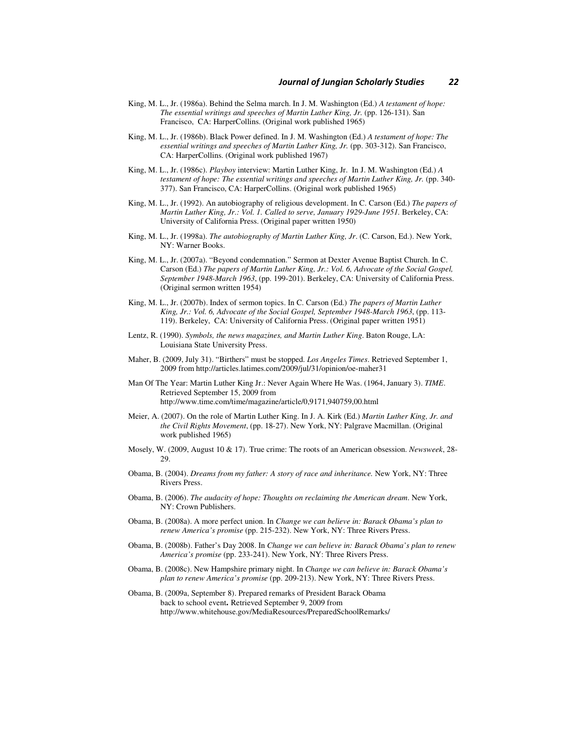King, M. L., Jr. (1986a). Behind the Selma march. In J. M. Washington (Ed.) *A testament of hope: The essential writings and speeches of Martin Luther King, Jr.* (pp. 126-131). San Francisco, CA: HarperCollins. (Original work published 1965)

King, M. L., Jr. (1986b). Black Power defined. In J. M. Washington (Ed.) *A testament of hope: The essential writings and speeches of Martin Luther King, Jr.* (pp. 303-312). San Francisco, CA: HarperCollins. (Original work published 1967)

King, M. L., Jr. (1986c). *Playboy* interview: Martin Luther King, Jr. In J. M. Washington (Ed.) *A testament of hope: The essential writings and speeches of Martin Luther King, Jr.* (pp. 340-377). San Francisco, CA: HarperCollins. (Original work published 1965)

King, M. L., Jr. (1992). An autobiography of religious development. In C. Carson (Ed.) *The papers of Martin Luther King, Jr.: Vol. 1. Called to serve, January 1929-June 1951.* Berkeley, CA: University of California Press. (Original paper written 1950)

King, M. L., Jr. (1998a). *The autobiography of Martin Luther King, Jr*. (C. Carson, Ed.). New York, NY: Warner Books.

King, M. L., Jr. (2007a). "Beyond condemnation." Sermon at Dexter Avenue Baptist Church. In C. Carson (Ed.) *The papers of Martin Luther King, Jr.: Vol. 6, Advocate of the Social Gospel, September 1948-March 1963*, (pp. 199-201). Berkeley, CA: University of California Press. (Original sermon written 1954)

King, M. L., Jr. (2007b). Index of sermon topics. In C. Carson (Ed.) *The papers of Martin Luther King, Jr.: Vol. 6, Advocate of the Social Gospel, September 1948-March 1963*, (pp. 113-119). Berkeley, CA: University of California Press. (Original paper written 1951)

Lentz, R. (1990). *Symbols, the news magazines, and Martin Luther King*. Baton Rouge, LA: Louisiana State University Press.

Maher, B. (2009, July 31). "Birthers" must be stopped. *Los Angeles Times*. Retrieved September 1, 2009 from http://articles.latimes.com/2009/jul/31/opinion/oe-maher31

Man Of The Year: Martin Luther King Jr.: Never Again Where He Was. (1964, January 3). *TIME*. Retrieved September 15, 2009 from http://www.time.com/time/magazine/article/0,9171,940759,00.html

Meier, A. (2007). On the role of Martin Luther King. In J. A. Kirk (Ed.) *Martin Luther King, Jr. and the Civil Rights Movement*, (pp. 18-27). New York, NY: Palgrave Macmillan. (Original work published 1965)

Mosely, W. (2009, August 10 & 17). True crime: The roots of an American obsession. *Newsweek*, 28-29.

Obama, B. (2004). *Dreams from my father: A story of race and inheritance.* New York, NY: Three Rivers Press.

Obama, B. (2006). *The audacity of hope: Thoughts on reclaiming the American dream*. New York, NY: Crown Publishers.

Obama, B. (2008a). A more perfect union. In *Change we can believe in: Barack Obama's plan to renew America's promise* (pp. 215-232). New York, NY: Three Rivers Press.

Obama, B. (2008b). Father's Day 2008. In *Change we can believe in: Barack Obama's plan to renew America's promise* (pp. 233-241). New York, NY: Three Rivers Press.

Obama, B. (2008c). New Hampshire primary night. In *Change we can believe in: Barack Obama's plan to renew America's promise* (pp. 209-213). New York, NY: Three Rivers Press.

Obama, B. (2009a, September 8). Prepared remarks of President Barack Obama back to school event**.** Retrieved September 9, 2009 from http://www.whitehouse.gov/MediaResources/PreparedSchoolRemarks/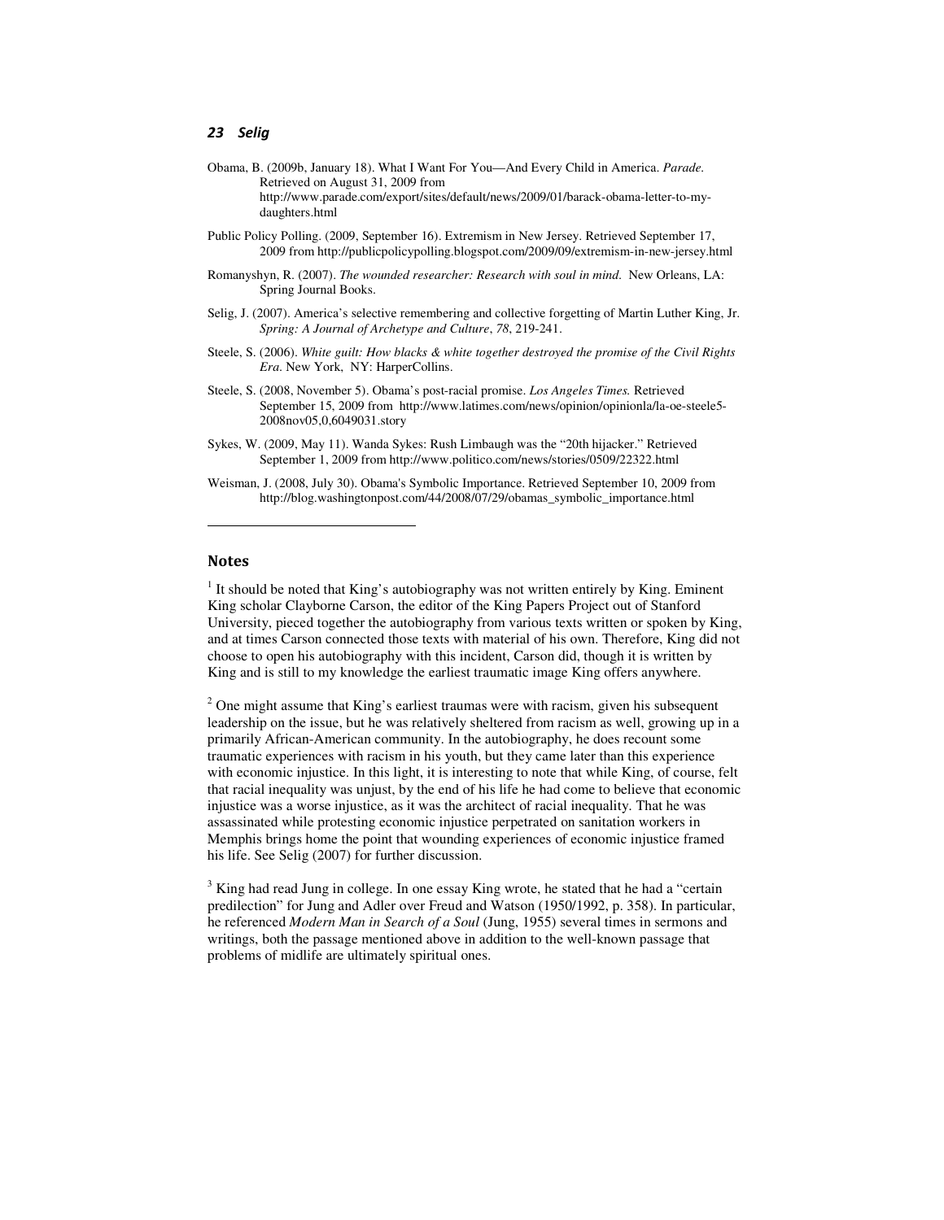Obama, B. (2009b, January 18). What I Want For You—And Every Child in America. *Parade.* Retrieved on August 31, 2009 from http://www.parade.com/export/sites/default/news/2009/01/barack-obama-letter-to-my-daughters.html

Public Policy Polling. (2009, September 16). Extremism in New Jersey. Retrieved September 17, 2009 from http://publicpolicypolling.blogspot.com/2009/09/extremism-in-new-jersey.html

Romanyshyn, R. (2007). *The wounded researcher: Research with soul in mind.* New Orleans, LA: Spring Journal Books.

Selig, J. (2007). America's selective remembering and collective forgetting of Martin Luther King, Jr. *Spring: A Journal of Archetype and Culture*, *78*, 219-241.

Steele, S. (2006). *White guilt: How blacks & white together destroyed the promise of the Civil Rights Era.* New York, NY: HarperCollins.

Steele, S. (2008, November 5). Obama's post-racial promise. *Los Angeles Times.* Retrieved September 15, 2009 from http://www.latimes.com/news/opinion/opinionla/la-oe-steele5-2008nov05,0,6049031.story

Sykes, W. (2009, May 11). Wanda Sykes: Rush Limbaugh was the "20th hijacker." Retrieved September 1, 2009 from http://www.politico.com/news/stories/0509/22322.html

Weisman, J. (2008, July 30). Obama's Symbolic Importance. Retrieved September 10, 2009 from http://blog.washingtonpost.com/44/2008/07/29/obamas_symbolic_importance.html

---

## Notes

[1] It should be noted that King's autobiography was not written entirely by King. Eminent King scholar Clayborne Carson, the editor of the King Papers Project out of Stanford University, pieced together the autobiography from various texts written or spoken by King, and at times Carson connected those texts with material of his own. Therefore, King did not choose to open his autobiography with this incident, Carson did, though it is written by King and is still to my knowledge the earliest traumatic image King offers anywhere.

[2] One might assume that King's earliest traumas were with racism, given his subsequent leadership on the issue, but he was relatively sheltered from racism as well, growing up in a primarily African-American community. In the autobiography, he does recount some traumatic experiences with racism in his youth, but they came later than this experience with economic injustice. In this light, it is interesting to note that while King, of course, felt that racial inequality was unjust, by the end of his life he had come to believe that economic injustice was a worse injustice, as it was the architect of racial inequality. That he was assassinated while protesting economic injustice perpetrated on sanitation workers in Memphis brings home the point that wounding experiences of economic injustice framed his life. See Selig (2007) for further discussion.

[3] King had read Jung in college. In one essay King wrote, he stated that he had a "certain predilection" for Jung and Adler over Freud and Watson (1950/1992, p. 358). In particular, he referenced *Modern Man in Search of a Soul* (Jung, 1955) several times in sermons and writings, both the passage mentioned above in addition to the well-known passage that problems of midlife are ultimately spiritual ones.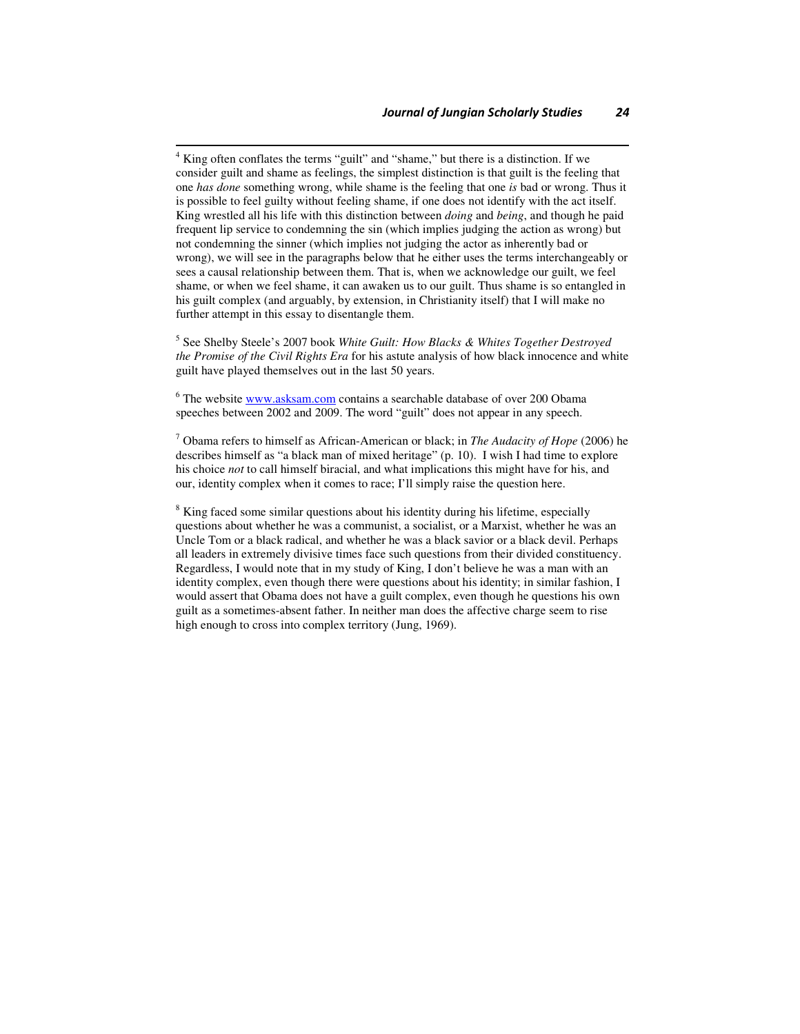[4] King often conflates the terms "guilt" and "shame," but there is a distinction. If we consider guilt and shame as feelings, the simplest distinction is that guilt is the feeling that one *has done* something wrong, while shame is the feeling that one *is* bad or wrong. Thus it is possible to feel guilty without feeling shame, if one does not identify with the act itself. King wrestled all his life with this distinction between *doing* and *being*, and though he paid frequent lip service to condemning the sin (which implies judging the action as wrong) but not condemning the sinner (which implies not judging the actor as inherently bad or wrong), we will see in the paragraphs below that he either uses the terms interchangeably or sees a causal relationship between them. That is, when we acknowledge our guilt, we feel shame, or when we feel shame, it can awaken us to our guilt. Thus shame is so entangled in his guilt complex (and arguably, by extension, in Christianity itself) that I will make no further attempt in this essay to disentangle them.

[5] See Shelby Steele's 2007 book *White Guilt: How Blacks & Whites Together Destroyed the Promise of the Civil Rights Era* for his astute analysis of how black innocence and white guilt have played themselves out in the last 50 years.

[6] The website www.asksam.com contains a searchable database of over 200 Obama speeches between 2002 and 2009. The word "guilt" does not appear in any speech.

[7] Obama refers to himself as African-American or black; in *The Audacity of Hope* (2006) he describes himself as "a black man of mixed heritage" (p. 10). I wish I had time to explore his choice *not* to call himself biracial, and what implications this might have for his, and our, identity complex when it comes to race; I'll simply raise the question here.

[8] King faced some similar questions about his identity during his lifetime, especially questions about whether he was a communist, a socialist, or a Marxist, whether he was an Uncle Tom or a black radical, and whether he was a black savior or a black devil. Perhaps all leaders in extremely divisive times face such questions from their divided constituency. Regardless, I would note that in my study of King, I don't believe he was a man with an identity complex, even though there were questions about his identity; in similar fashion, I would assert that Obama does not have a guilt complex, even though he questions his own guilt as a sometimes-absent father. In neither man does the affective charge seem to rise high enough to cross into complex territory (Jung, 1969).